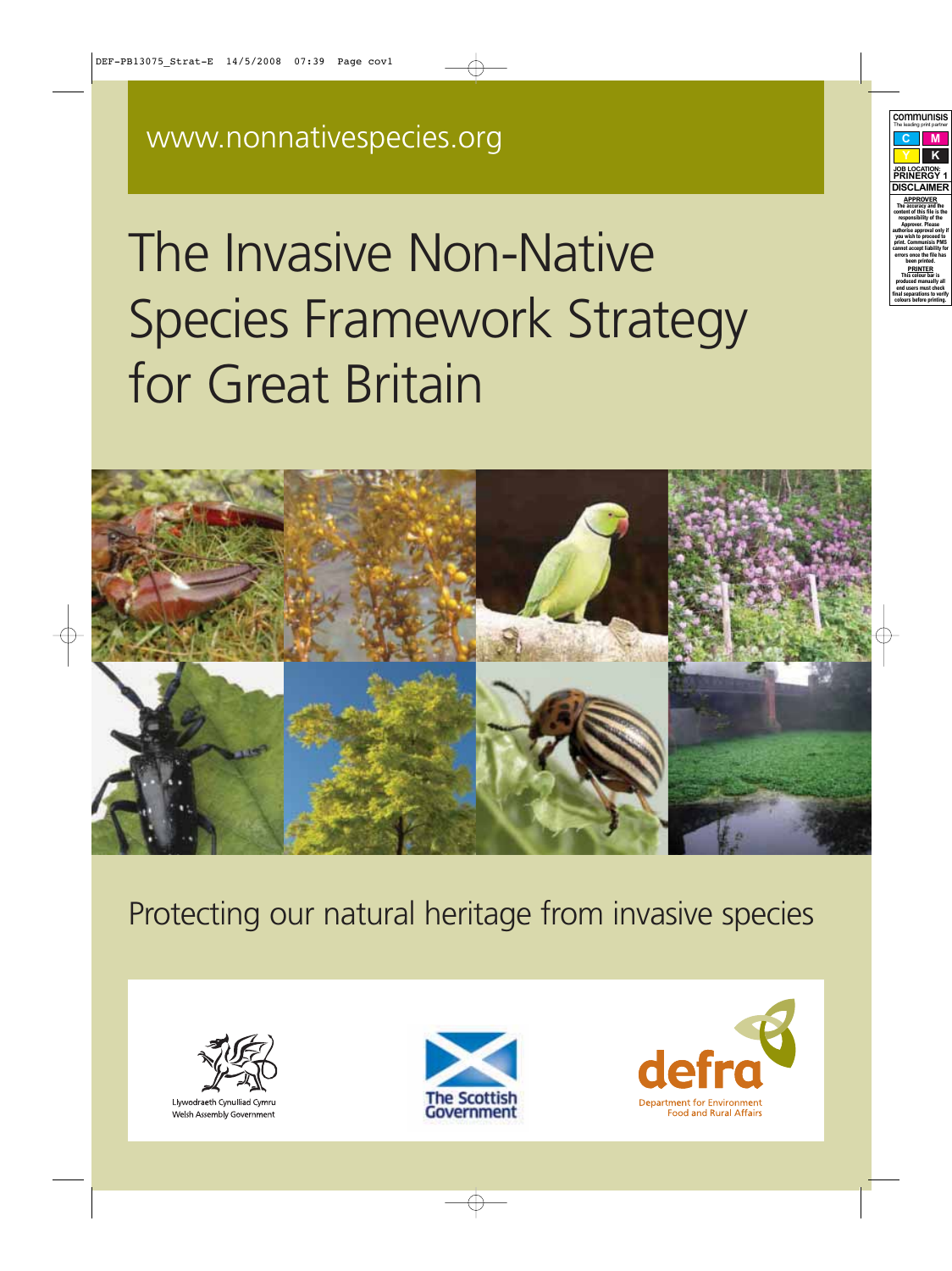www.nonnativespecies.org

# The Invasive Non-Native Species Framework Strategy for Great Britain

Protecting our natural heritage from invasive species

Llywodraeth Cynulliad Cymru
Welsh Assembly Government

The Scottish Government

defra
Department for Environment Food and Rural Affairs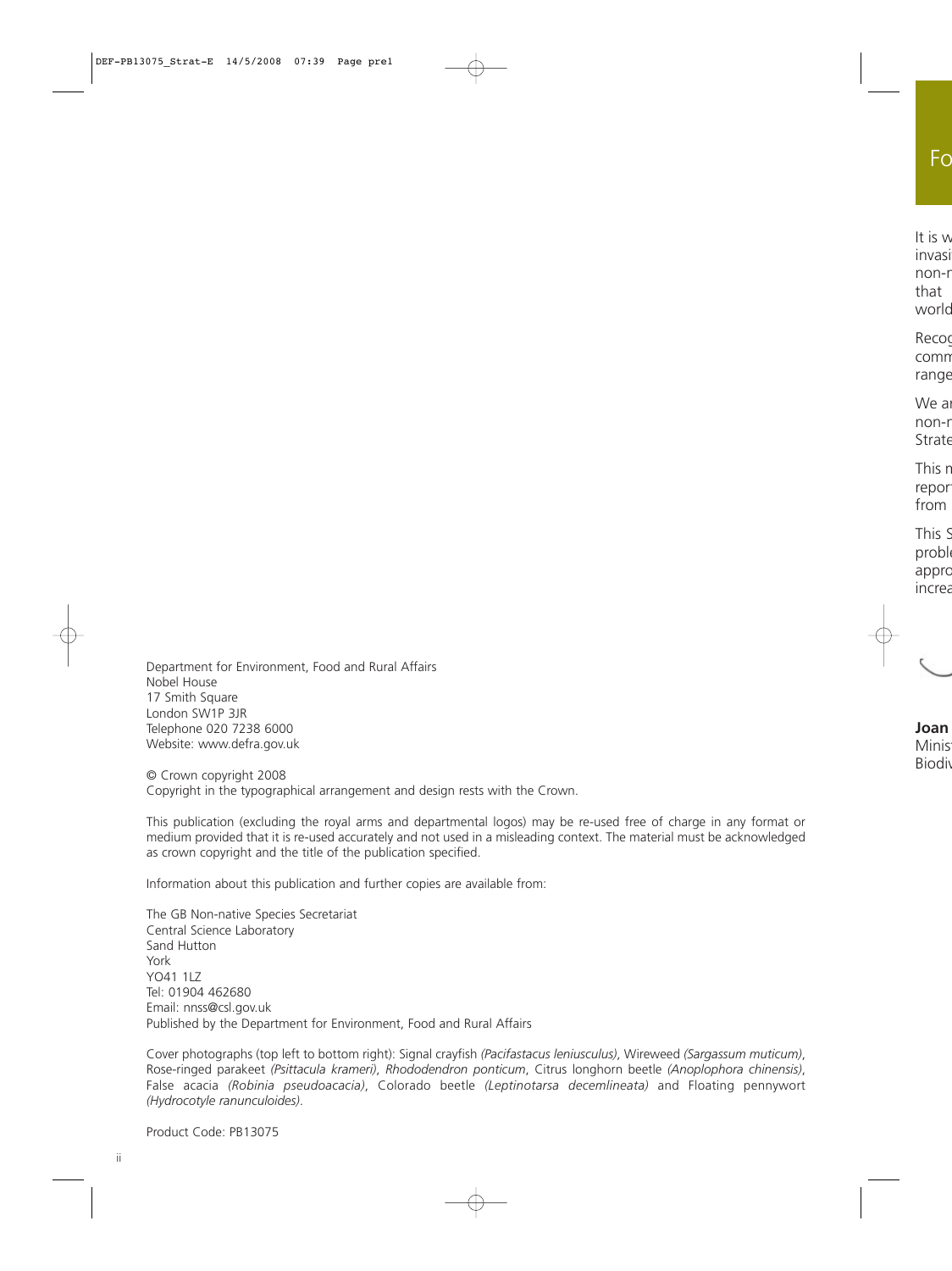Department for Environment, Food and Rural Affairs
Nobel House
17 Smith Square
London SW1P 3JR
Telephone 020 7238 6000
Website: www.defra.gov.uk

© Crown copyright 2008
Copyright in the typographical arrangement and design rests with the Crown.

This publication (excluding the royal arms and departmental logos) may be re-used free of charge in any format or medium provided that it is re-used accurately and not used in a misleading context. The material must be acknowledged as crown copyright and the title of the publication specified.

Information about this publication and further copies are available from:

The GB Non-native Species Secretariat
Central Science Laboratory
Sand Hutton
York
YO41 1LZ
Tel: 01904 462680
Email: nnss@csl.gov.uk
Published by the Department for Environment, Food and Rural Affairs

Cover photographs (top left to bottom right): Signal crayfish *(Pacifastacus leniusculus)*, Wireweed *(Sargassum muticum)*, Rose-ringed parakeet *(Psittacula krameri)*, *Rhododendron ponticum*, Citrus longhorn beetle *(Anoplophora chinensis)*, False acacia *(Robinia pseudoacacia)*, Colorado beetle *(Leptinotarsa decemlineata)* and Floating pennywort *(Hydrocotyle ranunculoides)*.

Product Code: PB13075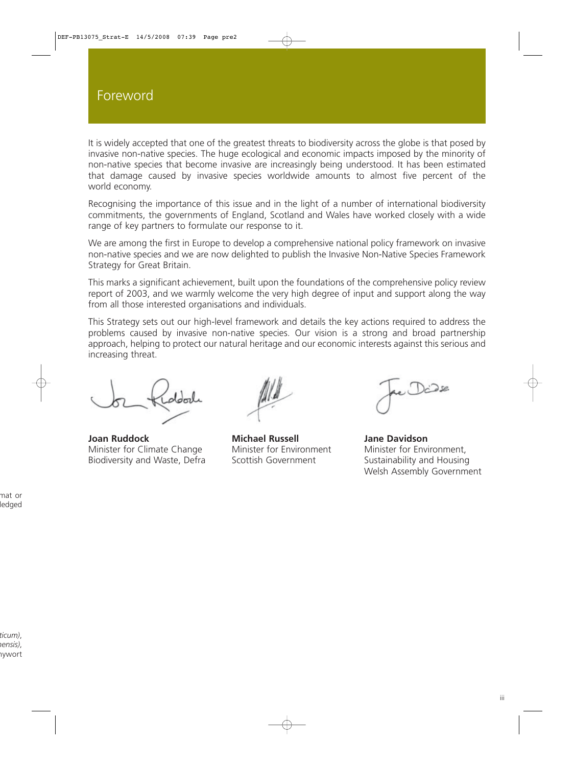# Foreword

It is widely accepted that one of the greatest threats to biodiversity across the globe is that posed by invasive non-native species. The huge ecological and economic impacts imposed by the minority of non-native species that become invasive are increasingly being understood. It has been estimated that damage caused by invasive species worldwide amounts to almost five percent of the world economy.

Recognising the importance of this issue and in the light of a number of international biodiversity commitments, the governments of England, Scotland and Wales have worked closely with a wide range of key partners to formulate our response to it.

We are among the first in Europe to develop a comprehensive national policy framework on invasive non-native species and we are now delighted to publish the Invasive Non-Native Species Framework Strategy for Great Britain.

This marks a significant achievement, built upon the foundations of the comprehensive policy review report of 2003, and we warmly welcome the very high degree of input and support along the way from all those interested organisations and individuals.

This Strategy sets out our high-level framework and details the key actions required to address the problems caused by invasive non-native species. Our vision is a strong and broad partnership approach, helping to protect our natural heritage and our economic interests against this serious and increasing threat.

**Joan Ruddock**
Minister for Climate Change
Biodiversity and Waste, Defra

**Michael Russell**
Minister for Environment
Scottish Government

**Jane Davidson**
Minister for Environment,
Sustainability and Housing
Welsh Assembly Government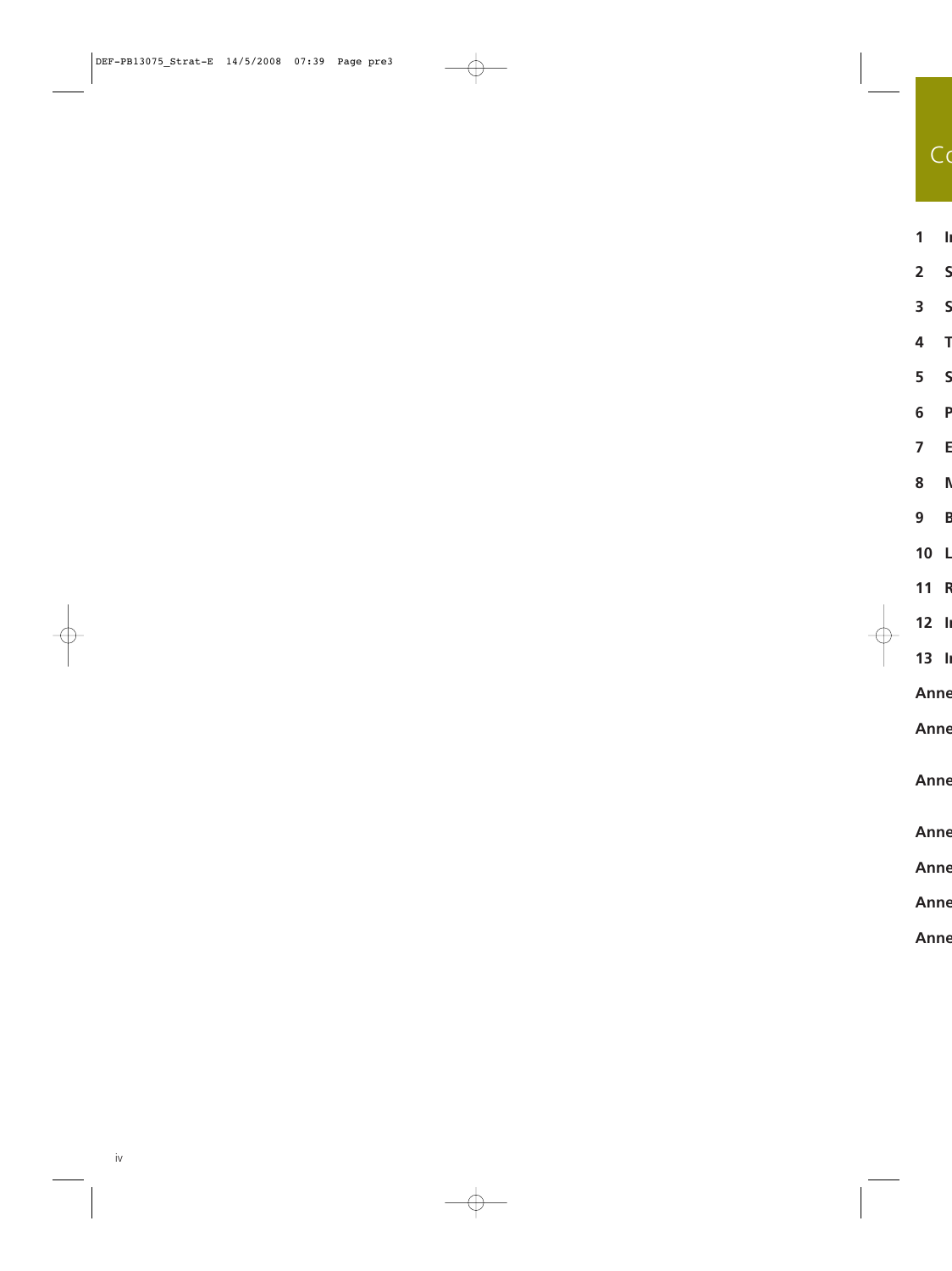# Co

1 I

2 S

3 S

4 T

5 S

6 P

7 E

8 M

9 B

10 L

11 R

12 I

13 I

Anne

Anne

Anne

Anne

Anne

Anne

Anne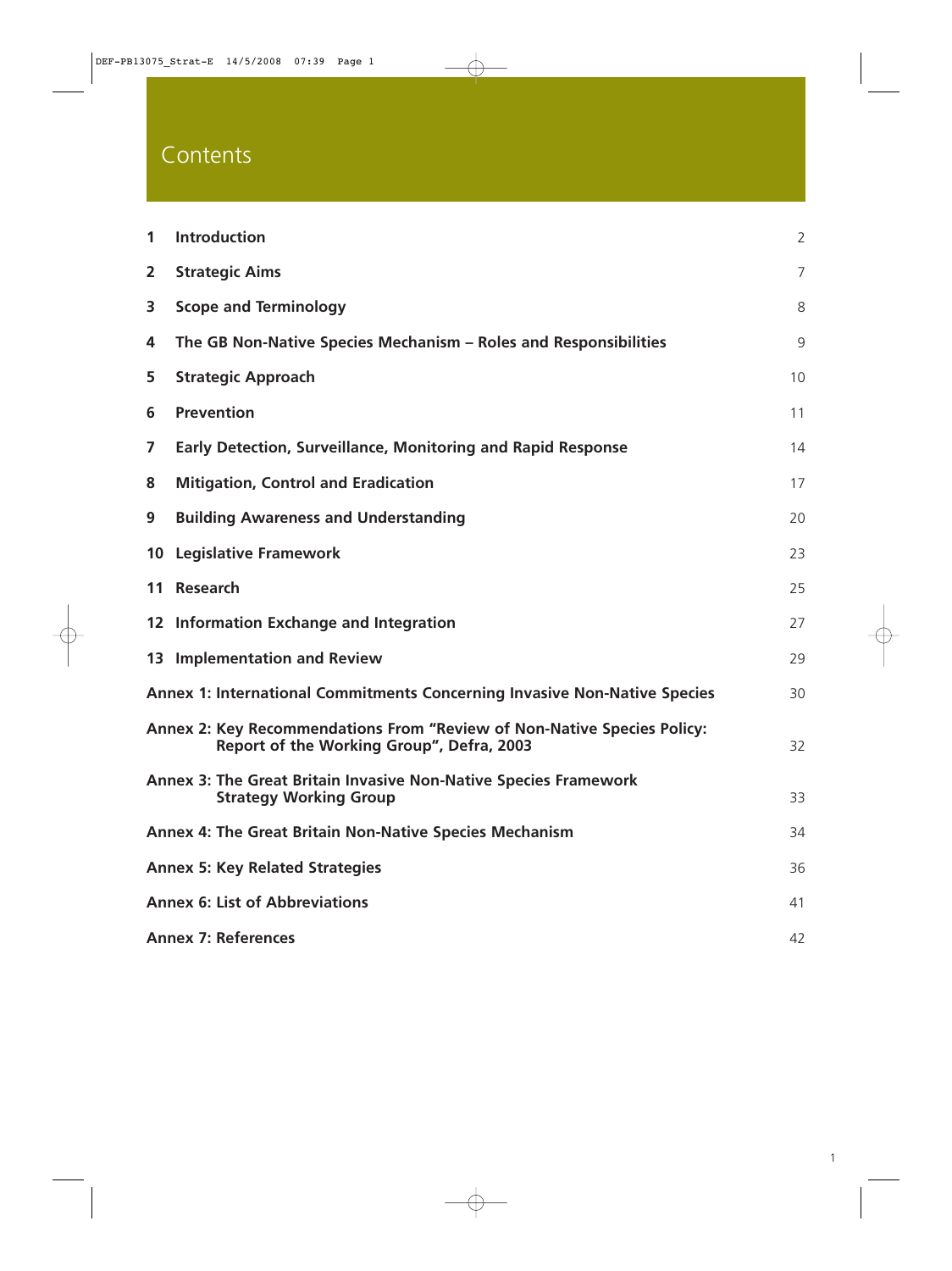# Contents

| | | |
|---|---|---|
| 1 | **Introduction** | 2 |
| 2 | **Strategic Aims** | 7 |
| 3 | **Scope and Terminology** | 8 |
| 4 | **The GB Non-Native Species Mechanism – Roles and Responsibilities** | 9 |
| 5 | **Strategic Approach** | 10 |
| 6 | **Prevention** | 11 |
| 7 | **Early Detection, Surveillance, Monitoring and Rapid Response** | 14 |
| 8 | **Mitigation, Control and Eradication** | 17 |
| 9 | **Building Awareness and Understanding** | 20 |
| 10 | **Legislative Framework** | 23 |
| 11 | **Research** | 25 |
| 12 | **Information Exchange and Integration** | 27 |
| 13 | **Implementation and Review** | 29 |
| | **Annex 1: International Commitments Concerning Invasive Non-Native Species** | 30 |
| | **Annex 2: Key Recommendations From "Review of Non-Native Species Policy: Report of the Working Group", Defra, 2003** | 32 |
| | **Annex 3: The Great Britain Invasive Non-Native Species Framework Strategy Working Group** | 33 |
| | **Annex 4: The Great Britain Non-Native Species Mechanism** | 34 |
| | **Annex 5: Key Related Strategies** | 36 |
| | **Annex 6: List of Abbreviations** | 41 |
| | **Annex 7: References** | 42 |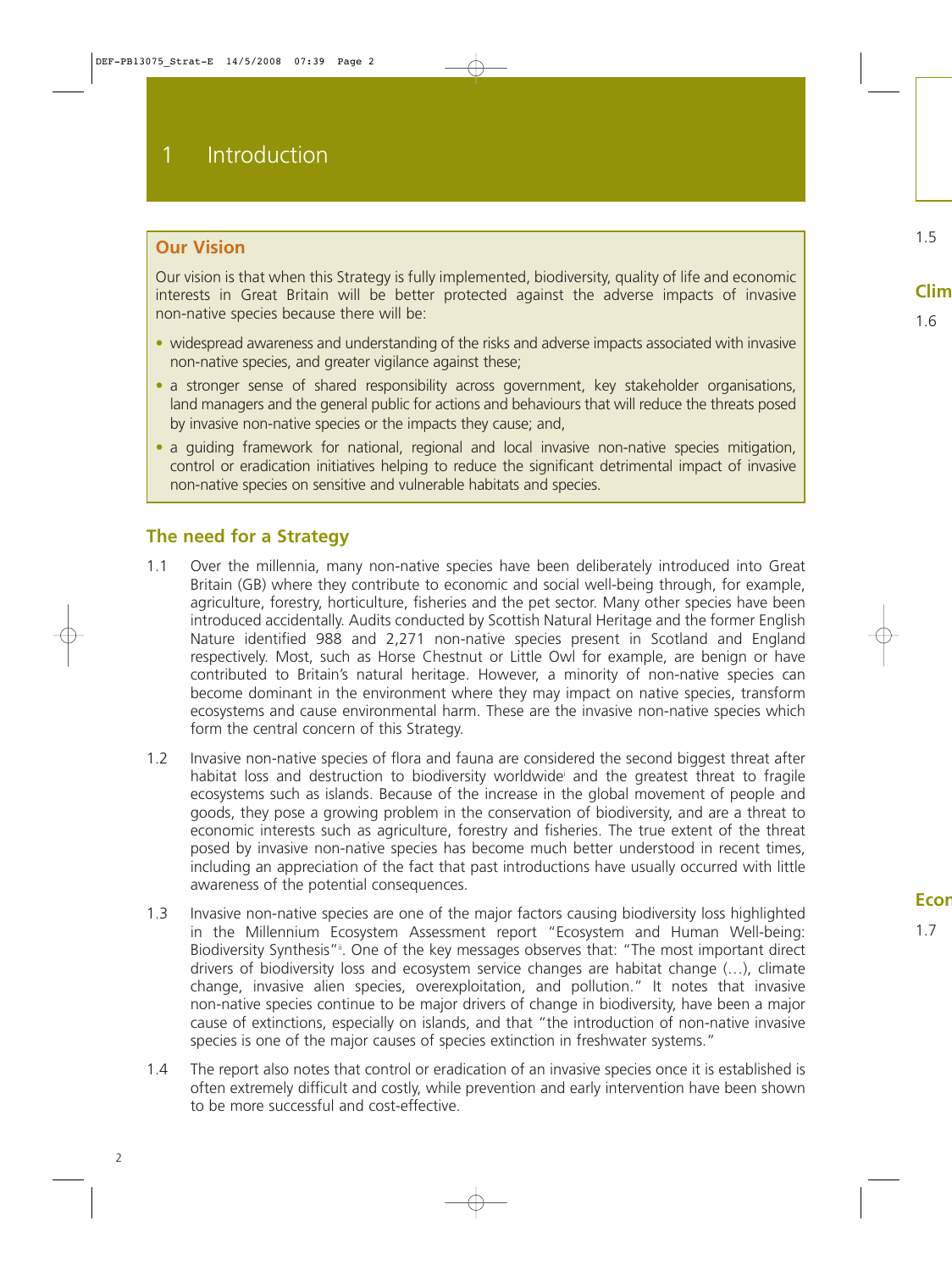# 1 Introduction

## Our Vision

Our vision is that when this Strategy is fully implemented, biodiversity, quality of life and economic interests in Great Britain will be better protected against the adverse impacts of invasive non-native species because there will be:

- widespread awareness and understanding of the risks and adverse impacts associated with invasive non-native species, and greater vigilance against these;
- a stronger sense of shared responsibility across government, key stakeholder organisations, land managers and the general public for actions and behaviours that will reduce the threats posed by invasive non-native species or the impacts they cause; and,
- a guiding framework for national, regional and local invasive non-native species mitigation, control or eradication initiatives helping to reduce the significant detrimental impact of invasive non-native species on sensitive and vulnerable habitats and species.

## The need for a Strategy

1.1 Over the millennia, many non-native species have been deliberately introduced into Great Britain (GB) where they contribute to economic and social well-being through, for example, agriculture, forestry, horticulture, fisheries and the pet sector. Many other species have been introduced accidentally. Audits conducted by Scottish Natural Heritage and the former English Nature identified 988 and 2,271 non-native species present in Scotland and England respectively. Most, such as Horse Chestnut or Little Owl for example, are benign or have contributed to Britain's natural heritage. However, a minority of non-native species can become dominant in the environment where they may impact on native species, transform ecosystems and cause environmental harm. These are the invasive non-native species which form the central concern of this Strategy.

1.2 Invasive non-native species of flora and fauna are considered the second biggest threat after habitat loss and destruction to biodiversity worldwide[i] and the greatest threat to fragile ecosystems such as islands. Because of the increase in the global movement of people and goods, they pose a growing problem in the conservation of biodiversity, and are a threat to economic interests such as agriculture, forestry and fisheries. The true extent of the threat posed by invasive non-native species has become much better understood in recent times, including an appreciation of the fact that past introductions have usually occurred with little awareness of the potential consequences.

1.3 Invasive non-native species are one of the major factors causing biodiversity loss highlighted in the Millennium Ecosystem Assessment report "Ecosystem and Human Well-being: Biodiversity Synthesis"[ii]. One of the key messages observes that: "The most important direct drivers of biodiversity loss and ecosystem service changes are habitat change (…), climate change, invasive alien species, overexploitation, and pollution." It notes that invasive non-native species continue to be major drivers of change in biodiversity, have been a major cause of extinctions, especially on islands, and that "the introduction of non-native invasive species is one of the major causes of species extinction in freshwater systems."

1.4 The report also notes that control or eradication of an invasive species once it is established is often extremely difficult and costly, while prevention and early intervention have been shown to be more successful and cost-effective.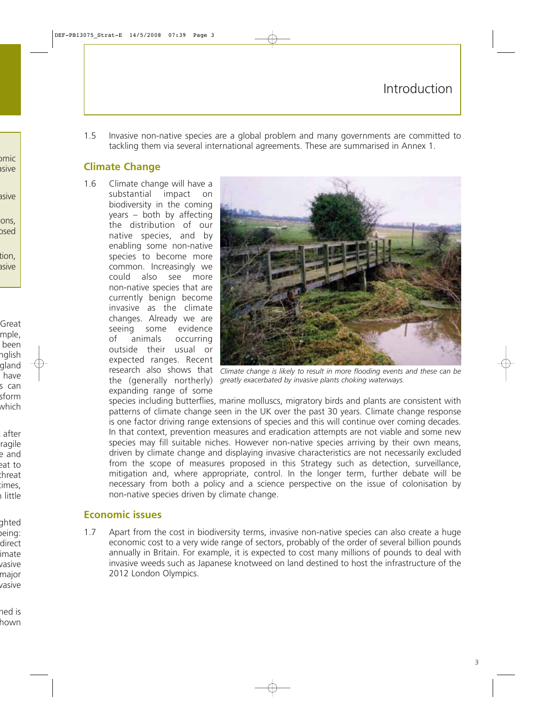1.5 Invasive non-native species are a global problem and many governments are committed to tackling them via several international agreements. These are summarised in Annex 1.

## Climate Change

1.6 Climate change will have a substantial impact on biodiversity in the coming years – both by affecting the distribution of our native species, and by enabling some non-native species to become more common. Increasingly we could also see more non-native species that are currently benign become invasive as the climate changes. Already we are seeing some evidence of animals occurring outside their usual or expected ranges. Recent research also shows that the (generally northerly) expanding range of some species including butterflies, marine molluscs, migratory birds and plants are consistent with patterns of climate change seen in the UK over the past 30 years. Climate change response is one factor driving range extensions of species and this will continue over coming decades. In that context, prevention measures and eradication attempts are not viable and some new species may fill suitable niches. However non-native species arriving by their own means, driven by climate change and displaying invasive characteristics are not necessarily excluded from the scope of measures proposed in this Strategy such as detection, surveillance, mitigation and, where appropriate, control. In the longer term, further debate will be necessary from both a policy and a science perspective on the issue of colonisation by non-native species driven by climate change.

*Climate change is likely to result in more flooding events and these can be greatly exacerbated by invasive plants choking waterways.*

## Economic issues

1.7 Apart from the cost in biodiversity terms, invasive non-native species can also create a huge economic cost to a very wide range of sectors, probably of the order of several billion pounds annually in Britain. For example, it is expected to cost many millions of pounds to deal with invasive weeds such as Japanese knotweed on land destined to host the infrastructure of the 2012 London Olympics.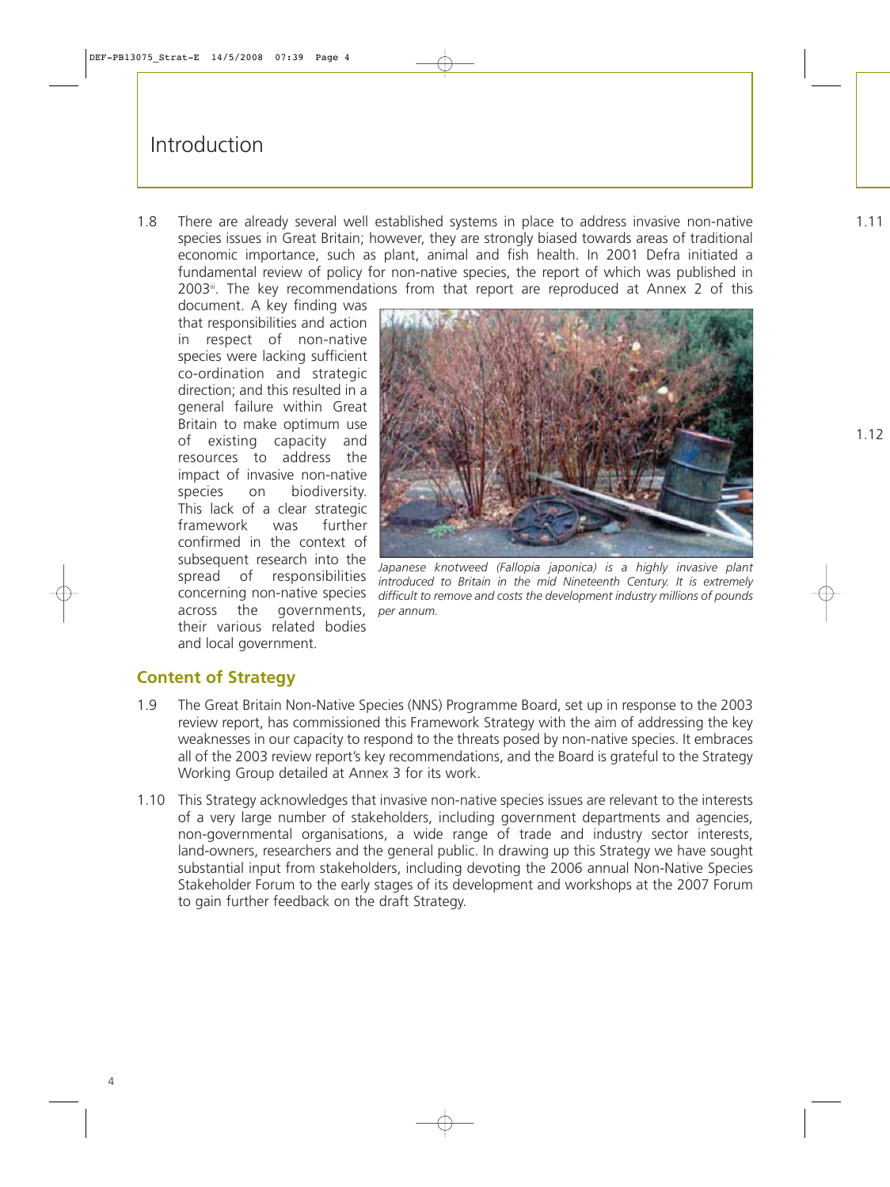# Introduction

1.8 There are already several well established systems in place to address invasive non-native species issues in Great Britain; however, they are strongly biased towards areas of traditional economic importance, such as plant, animal and fish health. In 2001 Defra initiated a fundamental review of policy for non-native species, the report of which was published in 2003[iii]. The key recommendations from that report are reproduced at Annex 2 of this document. A key finding was that responsibilities and action in respect of non-native species were lacking sufficient co-ordination and strategic direction; and this resulted in a general failure within Great Britain to make optimum use of existing capacity and resources to address the impact of invasive non-native species on biodiversity. This lack of a clear strategic framework was further confirmed in the context of subsequent research into the spread of responsibilities concerning non-native species across the governments, their various related bodies and local government.

*Japanese knotweed (Fallopia japonica) is a highly invasive plant introduced to Britain in the mid Nineteenth Century. It is extremely difficult to remove and costs the development industry millions of pounds per annum.*

## Content of Strategy

1.9 The Great Britain Non-Native Species (NNS) Programme Board, set up in response to the 2003 review report, has commissioned this Framework Strategy with the aim of addressing the key weaknesses in our capacity to respond to the threats posed by non-native species. It embraces all of the 2003 review report's key recommendations, and the Board is grateful to the Strategy Working Group detailed at Annex 3 for its work.

1.10 This Strategy acknowledges that invasive non-native species issues are relevant to the interests of a very large number of stakeholders, including government departments and agencies, non-governmental organisations, a wide range of trade and industry sector interests, land-owners, researchers and the general public. In drawing up this Strategy we have sought substantial input from stakeholders, including devoting the 2006 annual Non-Native Species Stakeholder Forum to the early stages of its development and workshops at the 2007 Forum to gain further feedback on the draft Strategy.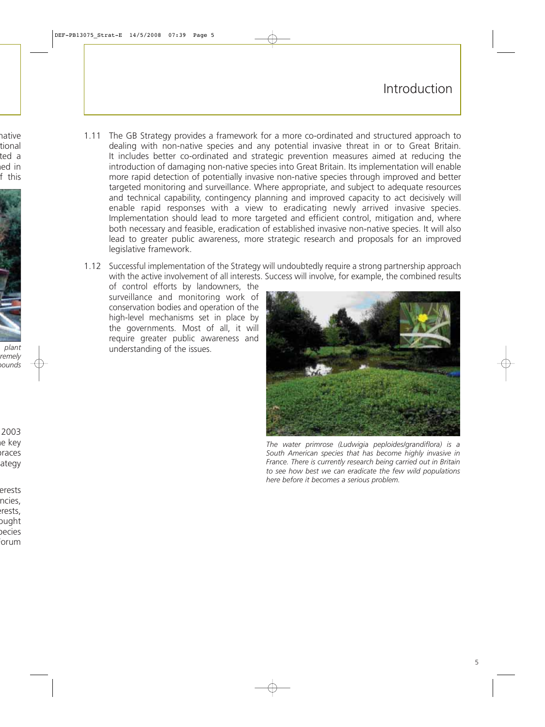# Introduction

1.11 The GB Strategy provides a framework for a more co-ordinated and structured approach to dealing with non-native species and any potential invasive threat in or to Great Britain. It includes better co-ordinated and strategic prevention measures aimed at reducing the introduction of damaging non-native species into Great Britain. Its implementation will enable more rapid detection of potentially invasive non-native species through improved and better targeted monitoring and surveillance. Where appropriate, and subject to adequate resources and technical capability, contingency planning and improved capacity to act decisively will enable rapid responses with a view to eradicating newly arrived invasive species. Implementation should lead to more targeted and efficient control, mitigation and, where both necessary and feasible, eradication of established invasive non-native species. It will also lead to greater public awareness, more strategic research and proposals for an improved legislative framework.

1.12 Successful implementation of the Strategy will undoubtedly require a strong partnership approach with the active involvement of all interests. Success will involve, for example, the combined results of control efforts by landowners, the surveillance and monitoring work of conservation bodies and operation of the high-level mechanisms set in place by the governments. Most of all, it will require greater public awareness and understanding of the issues.

*The water primrose (Ludwigia peploides/grandiflora) is a South American species that has become highly invasive in France. There is currently research being carried out in Britain to see how best we can eradicate the few wild populations here before it becomes a serious problem.*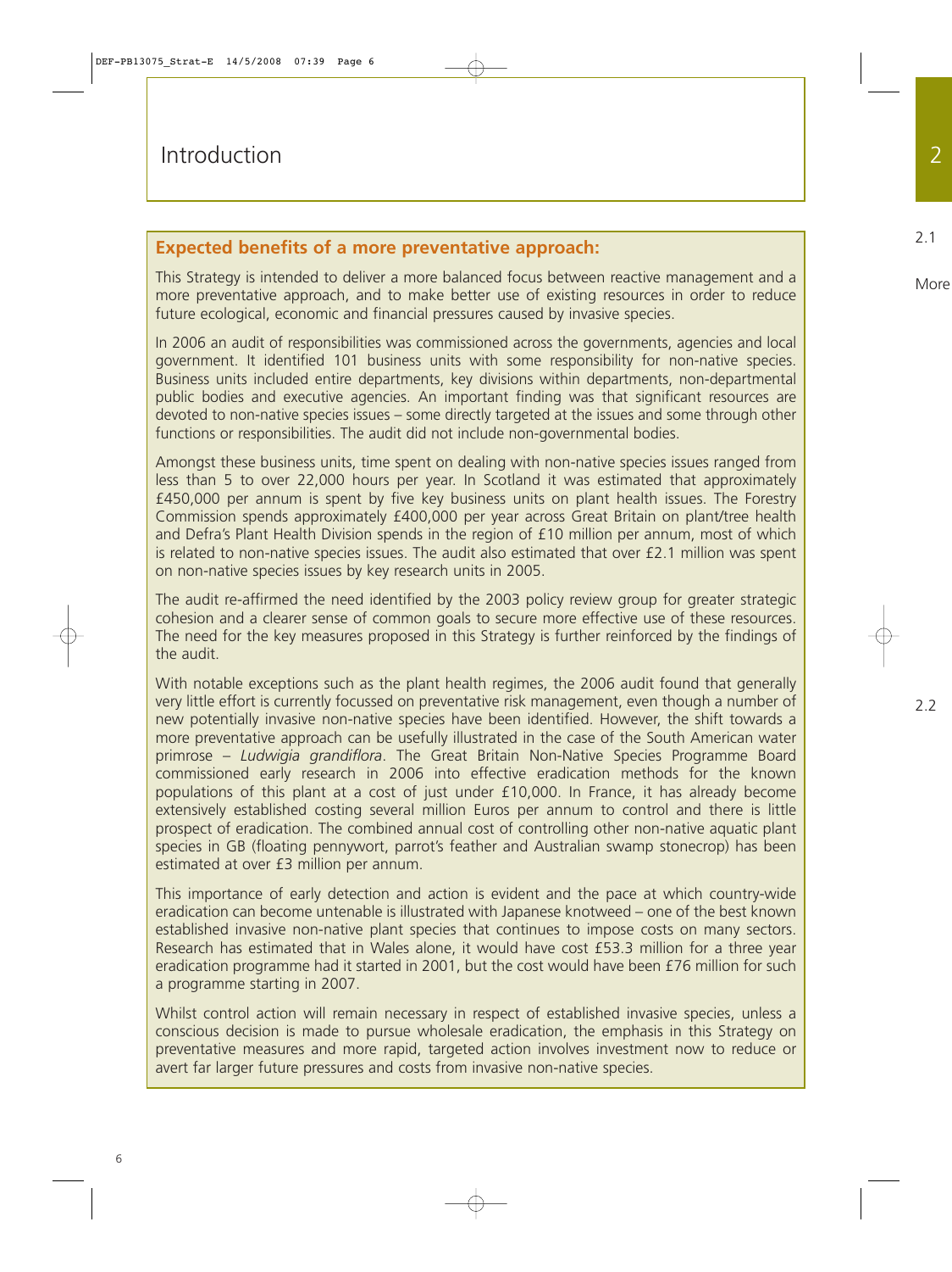# Introduction

### Expected benefits of a more preventative approach:

This Strategy is intended to deliver a more balanced focus between reactive management and a more preventative approach, and to make better use of existing resources in order to reduce future ecological, economic and financial pressures caused by invasive species.

In 2006 an audit of responsibilities was commissioned across the governments, agencies and local government. It identified 101 business units with some responsibility for non-native species. Business units included entire departments, key divisions within departments, non-departmental public bodies and executive agencies. An important finding was that significant resources are devoted to non-native species issues – some directly targeted at the issues and some through other functions or responsibilities. The audit did not include non-governmental bodies.

Amongst these business units, time spent on dealing with non-native species issues ranged from less than 5 to over 22,000 hours per year. In Scotland it was estimated that approximately £450,000 per annum is spent by five key business units on plant health issues. The Forestry Commission spends approximately £400,000 per year across Great Britain on plant/tree health and Defra's Plant Health Division spends in the region of £10 million per annum, most of which is related to non-native species issues. The audit also estimated that over £2.1 million was spent on non-native species issues by key research units in 2005.

The audit re-affirmed the need identified by the 2003 policy review group for greater strategic cohesion and a clearer sense of common goals to secure more effective use of these resources. The need for the key measures proposed in this Strategy is further reinforced by the findings of the audit.

With notable exceptions such as the plant health regimes, the 2006 audit found that generally very little effort is currently focussed on preventative risk management, even though a number of new potentially invasive non-native species have been identified. However, the shift towards a more preventative approach can be usefully illustrated in the case of the South American water primrose – *Ludwigia grandiflora*. The Great Britain Non-Native Species Programme Board commissioned early research in 2006 into effective eradication methods for the known populations of this plant at a cost of just under £10,000. In France, it has already become extensively established costing several million Euros per annum to control and there is little prospect of eradication. The combined annual cost of controlling other non-native aquatic plant species in GB (floating pennywort, parrot's feather and Australian swamp stonecrop) has been estimated at over £3 million per annum.

This importance of early detection and action is evident and the pace at which country-wide eradication can become untenable is illustrated with Japanese knotweed – one of the best known established invasive non-native plant species that continues to impose costs on many sectors. Research has estimated that in Wales alone, it would have cost £53.3 million for a three year eradication programme had it started in 2001, but the cost would have been £76 million for such a programme starting in 2007.

Whilst control action will remain necessary in respect of established invasive species, unless a conscious decision is made to pursue wholesale eradication, the emphasis in this Strategy on preventative measures and more rapid, targeted action involves investment now to reduce or avert far larger future pressures and costs from invasive non-native species.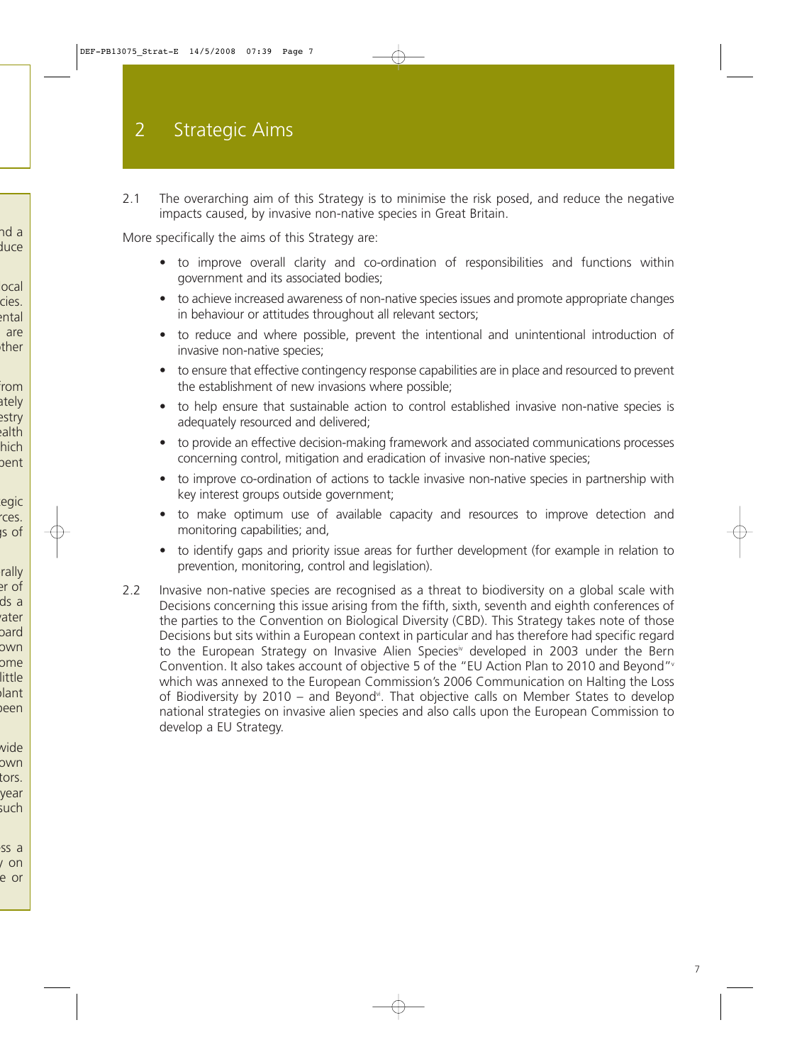# 2 Strategic Aims

2.1 The overarching aim of this Strategy is to minimise the risk posed, and reduce the negative impacts caused, by invasive non-native species in Great Britain.

More specifically the aims of this Strategy are:

- to improve overall clarity and co-ordination of responsibilities and functions within government and its associated bodies;
- to achieve increased awareness of non-native species issues and promote appropriate changes in behaviour or attitudes throughout all relevant sectors;
- to reduce and where possible, prevent the intentional and unintentional introduction of invasive non-native species;
- to ensure that effective contingency response capabilities are in place and resourced to prevent the establishment of new invasions where possible;
- to help ensure that sustainable action to control established invasive non-native species is adequately resourced and delivered;
- to provide an effective decision-making framework and associated communications processes concerning control, mitigation and eradication of invasive non-native species;
- to improve co-ordination of actions to tackle invasive non-native species in partnership with key interest groups outside government;
- to make optimum use of available capacity and resources to improve detection and monitoring capabilities; and,
- to identify gaps and priority issue areas for further development (for example in relation to prevention, monitoring, control and legislation).

2.2 Invasive non-native species are recognised as a threat to biodiversity on a global scale with Decisions concerning this issue arising from the fifth, sixth, seventh and eighth conferences of the parties to the Convention on Biological Diversity (CBD). This Strategy takes note of those Decisions but sits within a European context in particular and has therefore had specific regard to the European Strategy on Invasive Alien Species[iv] developed in 2003 under the Bern Convention. It also takes account of objective 5 of the "EU Action Plan to 2010 and Beyond"[v] which was annexed to the European Commission's 2006 Communication on Halting the Loss of Biodiversity by 2010 – and Beyond[vi]. That objective calls on Member States to develop national strategies on invasive alien species and also calls upon the European Commission to develop a EU Strategy.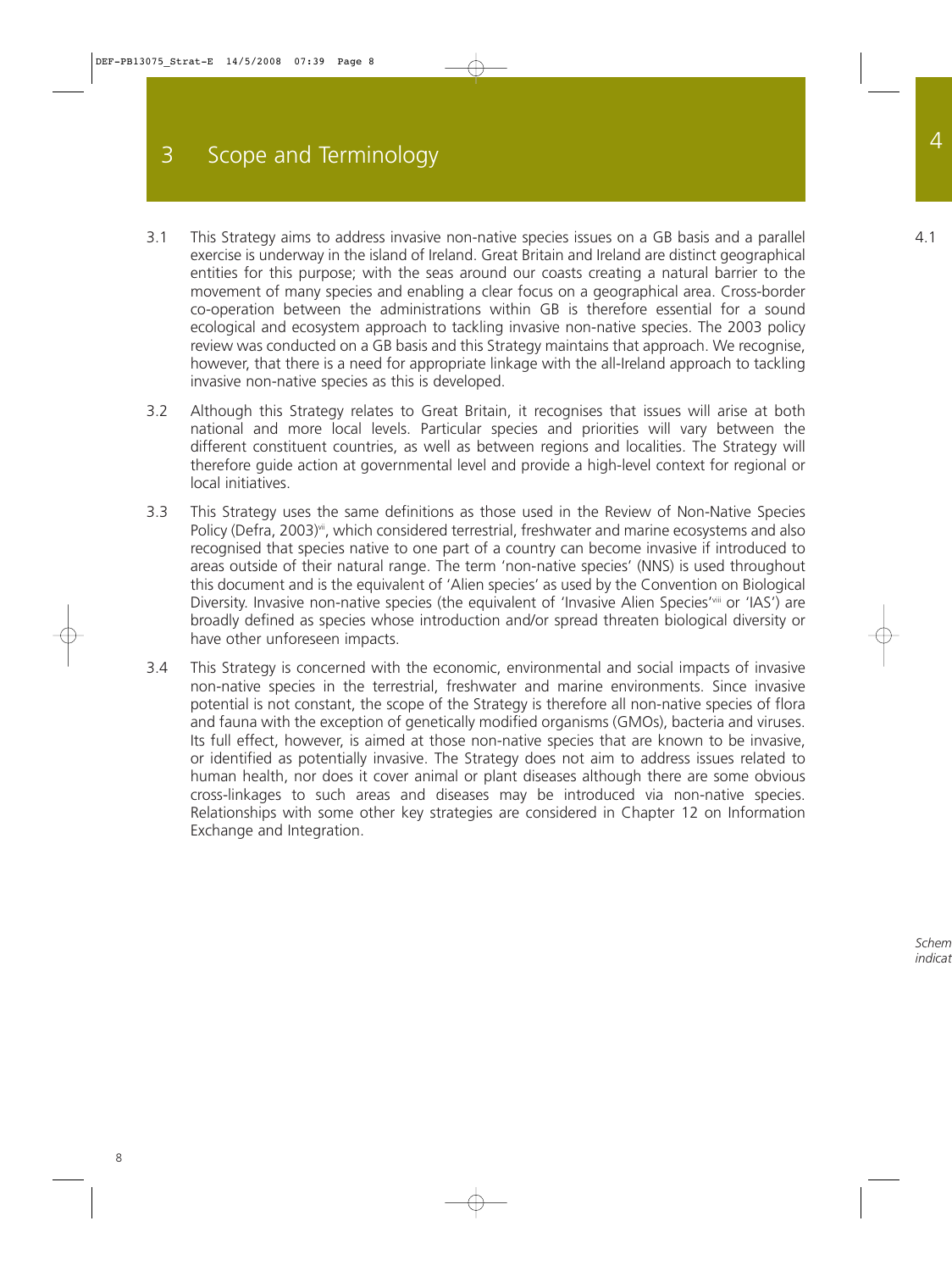# 3 Scope and Terminology

3.1 This Strategy aims to address invasive non-native species issues on a GB basis and a parallel exercise is underway in the island of Ireland. Great Britain and Ireland are distinct geographical entities for this purpose; with the seas around our coasts creating a natural barrier to the movement of many species and enabling a clear focus on a geographical area. Cross-border co-operation between the administrations within GB is therefore essential for a sound ecological and ecosystem approach to tackling invasive non-native species. The 2003 policy review was conducted on a GB basis and this Strategy maintains that approach. We recognise, however, that there is a need for appropriate linkage with the all-Ireland approach to tackling invasive non-native species as this is developed.

3.2 Although this Strategy relates to Great Britain, it recognises that issues will arise at both national and more local levels. Particular species and priorities will vary between the different constituent countries, as well as between regions and localities. The Strategy will therefore guide action at governmental level and provide a high-level context for regional or local initiatives.

3.3 This Strategy uses the same definitions as those used in the Review of Non-Native Species Policy (Defra, 2003)[vii], which considered terrestrial, freshwater and marine ecosystems and also recognised that species native to one part of a country can become invasive if introduced to areas outside of their natural range. The term 'non-native species' (NNS) is used throughout this document and is the equivalent of 'Alien species' as used by the Convention on Biological Diversity. Invasive non-native species (the equivalent of 'Invasive Alien Species'[viii] or 'IAS') are broadly defined as species whose introduction and/or spread threaten biological diversity or have other unforeseen impacts.

3.4 This Strategy is concerned with the economic, environmental and social impacts of invasive non-native species in the terrestrial, freshwater and marine environments. Since invasive potential is not constant, the scope of the Strategy is therefore all non-native species of flora and fauna with the exception of genetically modified organisms (GMOs), bacteria and viruses. Its full effect, however, is aimed at those non-native species that are known to be invasive, or identified as potentially invasive. The Strategy does not aim to address issues related to human health, nor does it cover animal or plant diseases although there are some obvious cross-linkages to such areas and diseases may be introduced via non-native species. Relationships with some other key strategies are considered in Chapter 12 on Information Exchange and Integration.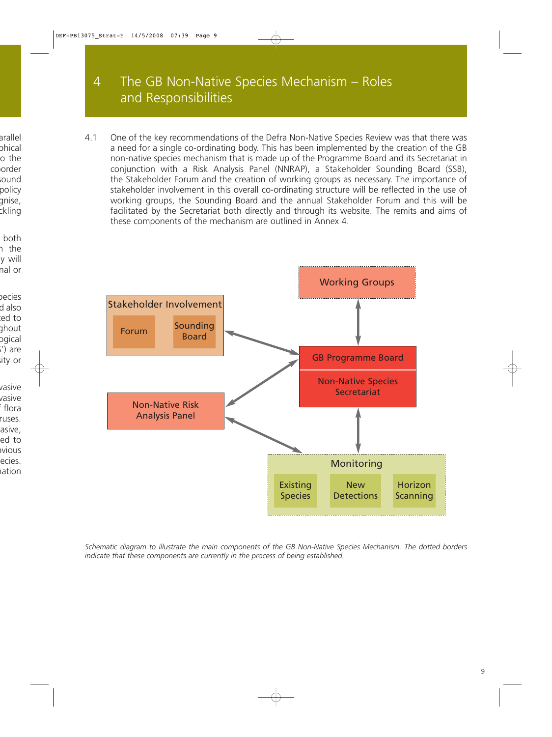# 4 The GB Non-Native Species Mechanism – Roles and Responsibilities

4.1 One of the key recommendations of the Defra Non-Native Species Review was that there was a need for a single co-ordinating body. This has been implemented by the creation of the GB non-native species mechanism that is made up of the Programme Board and its Secretariat in conjunction with a Risk Analysis Panel (NNRAP), a Stakeholder Sounding Board (SSB), the Stakeholder Forum and the creation of working groups as necessary. The importance of stakeholder involvement in this overall co-ordinating structure will be reflected in the use of working groups, the Sounding Board and the annual Stakeholder Forum and this will be facilitated by the Secretariat both directly and through its website. The remits and aims of these components of the mechanism are outlined in Annex 4.

Working Groups

Stakeholder Involvement: Forum, Sounding Board

GB Programme Board / Non-Native Species Secretariat

Non-Native Risk Analysis Panel

Monitoring: Existing Species, New Detections, Horizon Scanning

*Schematic diagram to illustrate the main components of the GB Non-Native Species Mechanism. The dotted borders indicate that these components are currently in the process of being established.*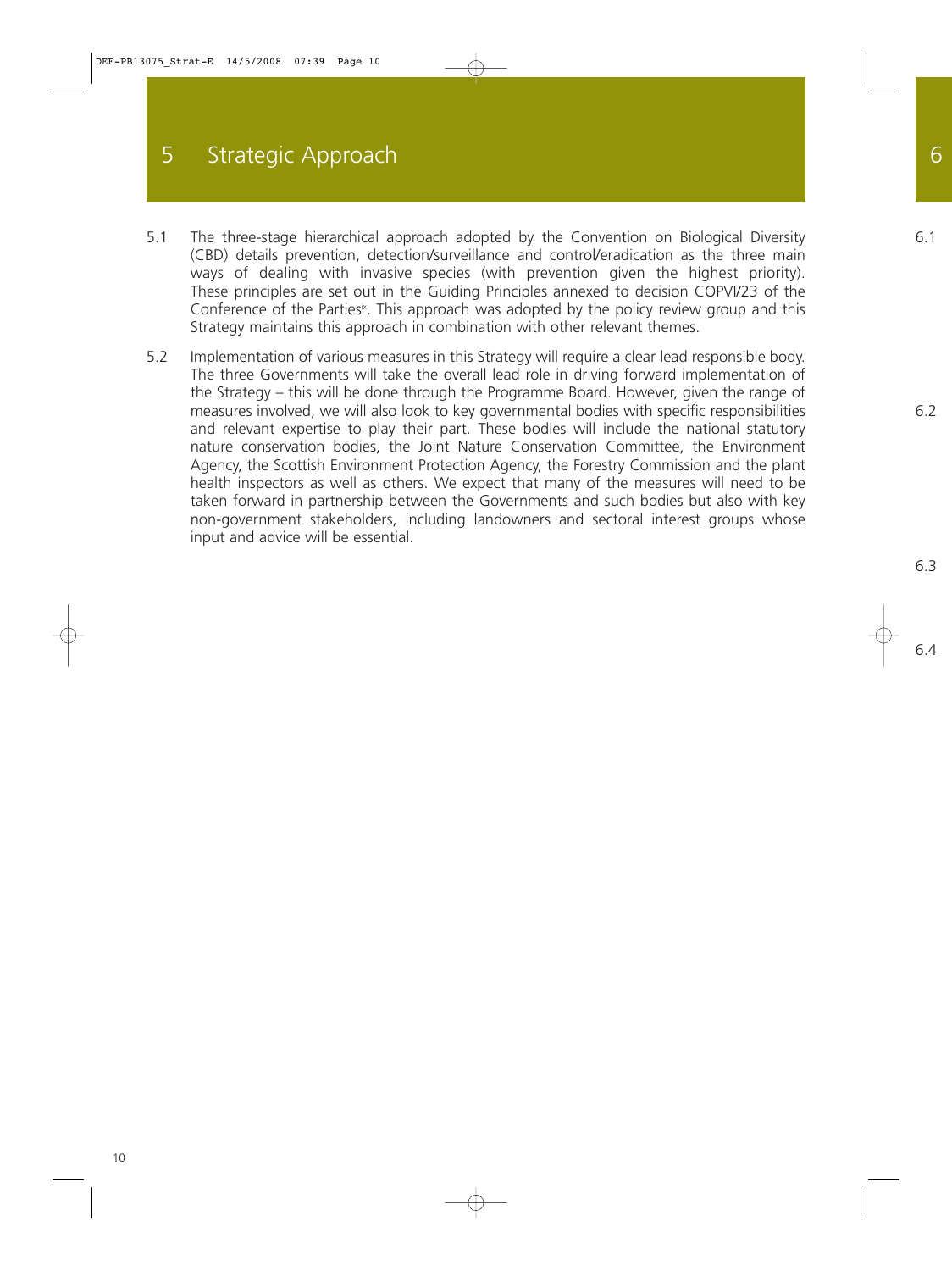# 5 Strategic Approach

5.1 The three-stage hierarchical approach adopted by the Convention on Biological Diversity (CBD) details prevention, detection/surveillance and control/eradication as the three main ways of dealing with invasive species (with prevention given the highest priority). These principles are set out in the Guiding Principles annexed to decision COPVI/23 of the Conference of the Parties[ix]. This approach was adopted by the policy review group and this Strategy maintains this approach in combination with other relevant themes.

5.2 Implementation of various measures in this Strategy will require a clear lead responsible body. The three Governments will take the overall lead role in driving forward implementation of the Strategy – this will be done through the Programme Board. However, given the range of measures involved, we will also look to key governmental bodies with specific responsibilities and relevant expertise to play their part. These bodies will include the national statutory nature conservation bodies, the Joint Nature Conservation Committee, the Environment Agency, the Scottish Environment Protection Agency, the Forestry Commission and the plant health inspectors as well as others. We expect that many of the measures will need to be taken forward in partnership between the Governments and such bodies but also with key non-government stakeholders, including landowners and sectoral interest groups whose input and advice will be essential.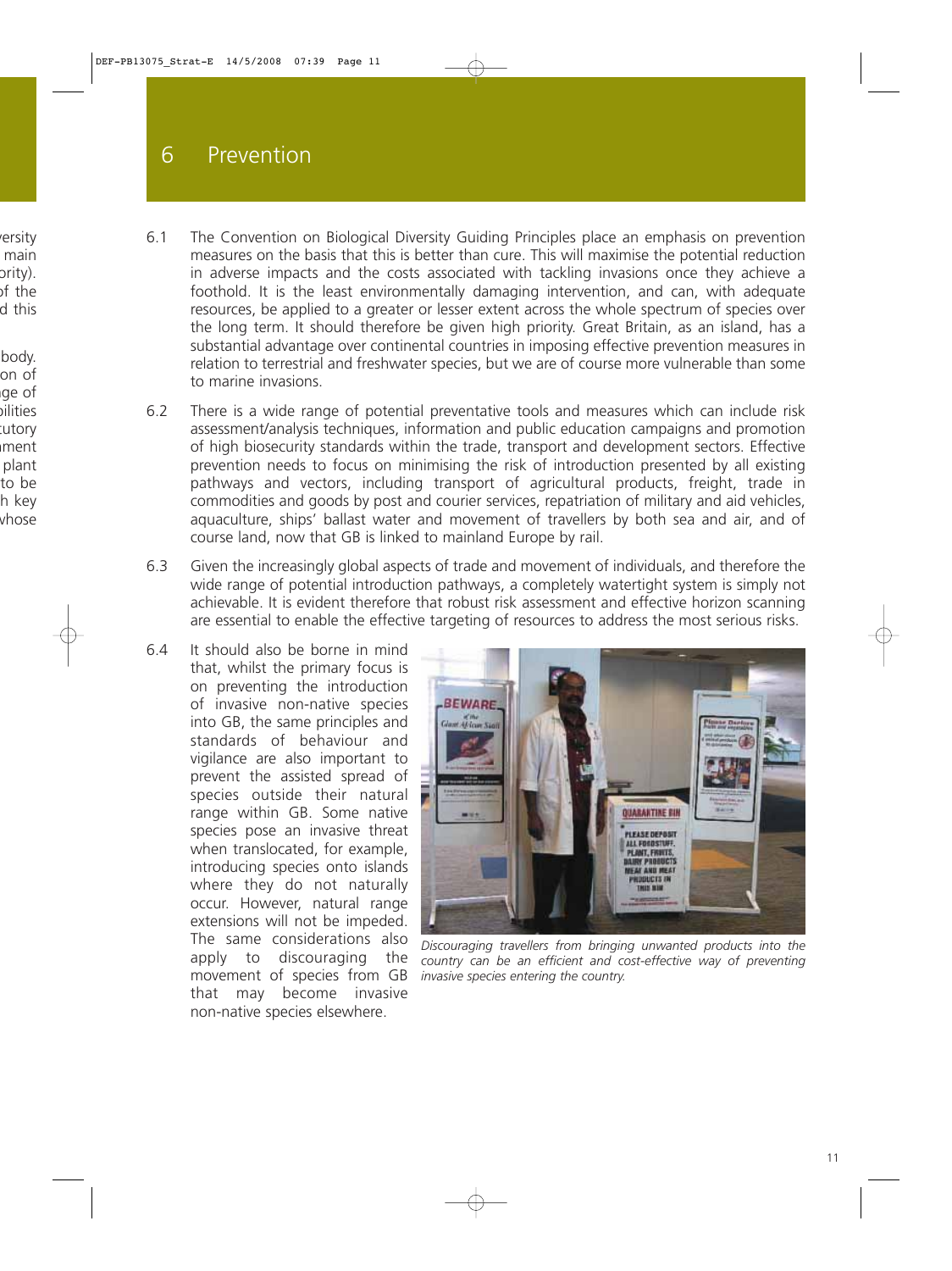# 6 Prevention

6.1 The Convention on Biological Diversity Guiding Principles place an emphasis on prevention measures on the basis that this is better than cure. This will maximise the potential reduction in adverse impacts and the costs associated with tackling invasions once they achieve a foothold. It is the least environmentally damaging intervention, and can, with adequate resources, be applied to a greater or lesser extent across the whole spectrum of species over the long term. It should therefore be given high priority. Great Britain, as an island, has a substantial advantage over continental countries in imposing effective prevention measures in relation to terrestrial and freshwater species, but we are of course more vulnerable than some to marine invasions.

6.2 There is a wide range of potential preventative tools and measures which can include risk assessment/analysis techniques, information and public education campaigns and promotion of high biosecurity standards within the trade, transport and development sectors. Effective prevention needs to focus on minimising the risk of introduction presented by all existing pathways and vectors, including transport of agricultural products, freight, trade in commodities and goods by post and courier services, repatriation of military and aid vehicles, aquaculture, ships' ballast water and movement of travellers by both sea and air, and of course land, now that GB is linked to mainland Europe by rail.

6.3 Given the increasingly global aspects of trade and movement of individuals, and therefore the wide range of potential introduction pathways, a completely watertight system is simply not achievable. It is evident therefore that robust risk assessment and effective horizon scanning are essential to enable the effective targeting of resources to address the most serious risks.

6.4 It should also be borne in mind that, whilst the primary focus is on preventing the introduction of invasive non-native species into GB, the same principles and standards of behaviour and vigilance are also important to prevent the assisted spread of species outside their natural range within GB. Some native species pose an invasive threat when translocated, for example, introducing species onto islands where they do not naturally occur. However, natural range extensions will not be impeded. The same considerations also apply to discouraging the movement of species from GB that may become invasive non-native species elsewhere.

*Discouraging travellers from bringing unwanted products into the country can be an efficient and cost-effective way of preventing invasive species entering the country.*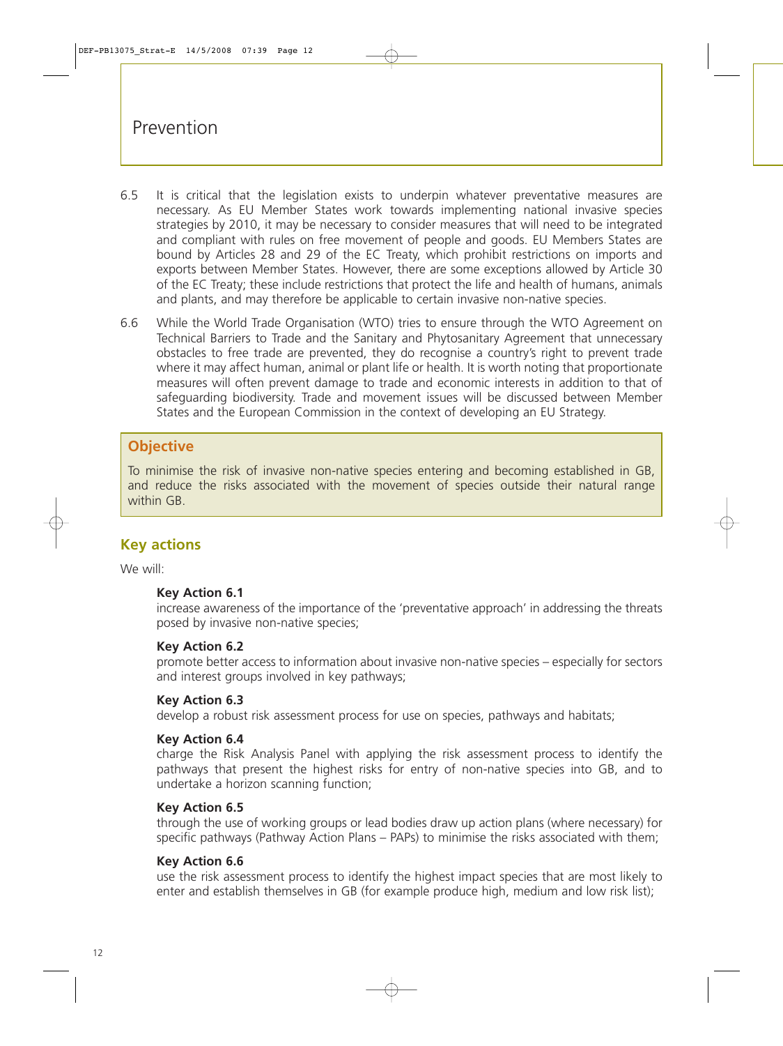# Prevention

6.5 It is critical that the legislation exists to underpin whatever preventative measures are necessary. As EU Member States work towards implementing national invasive species strategies by 2010, it may be necessary to consider measures that will need to be integrated and compliant with rules on free movement of people and goods. EU Members States are bound by Articles 28 and 29 of the EC Treaty, which prohibit restrictions on imports and exports between Member States. However, there are some exceptions allowed by Article 30 of the EC Treaty; these include restrictions that protect the life and health of humans, animals and plants, and may therefore be applicable to certain invasive non-native species.

6.6 While the World Trade Organisation (WTO) tries to ensure through the WTO Agreement on Technical Barriers to Trade and the Sanitary and Phytosanitary Agreement that unnecessary obstacles to free trade are prevented, they do recognise a country's right to prevent trade where it may affect human, animal or plant life or health. It is worth noting that proportionate measures will often prevent damage to trade and economic interests in addition to that of safeguarding biodiversity. Trade and movement issues will be discussed between Member States and the European Commission in the context of developing an EU Strategy.

## Objective

To minimise the risk of invasive non-native species entering and becoming established in GB, and reduce the risks associated with the movement of species outside their natural range within GB.

## Key actions

We will:

**Key Action 6.1**
increase awareness of the importance of the 'preventative approach' in addressing the threats posed by invasive non-native species;

**Key Action 6.2**
promote better access to information about invasive non-native species – especially for sectors and interest groups involved in key pathways;

**Key Action 6.3**
develop a robust risk assessment process for use on species, pathways and habitats;

**Key Action 6.4**
charge the Risk Analysis Panel with applying the risk assessment process to identify the pathways that present the highest risks for entry of non-native species into GB, and to undertake a horizon scanning function;

**Key Action 6.5**
through the use of working groups or lead bodies draw up action plans (where necessary) for specific pathways (Pathway Action Plans – PAPs) to minimise the risks associated with them;

**Key Action 6.6**
use the risk assessment process to identify the highest impact species that are most likely to enter and establish themselves in GB (for example produce high, medium and low risk list);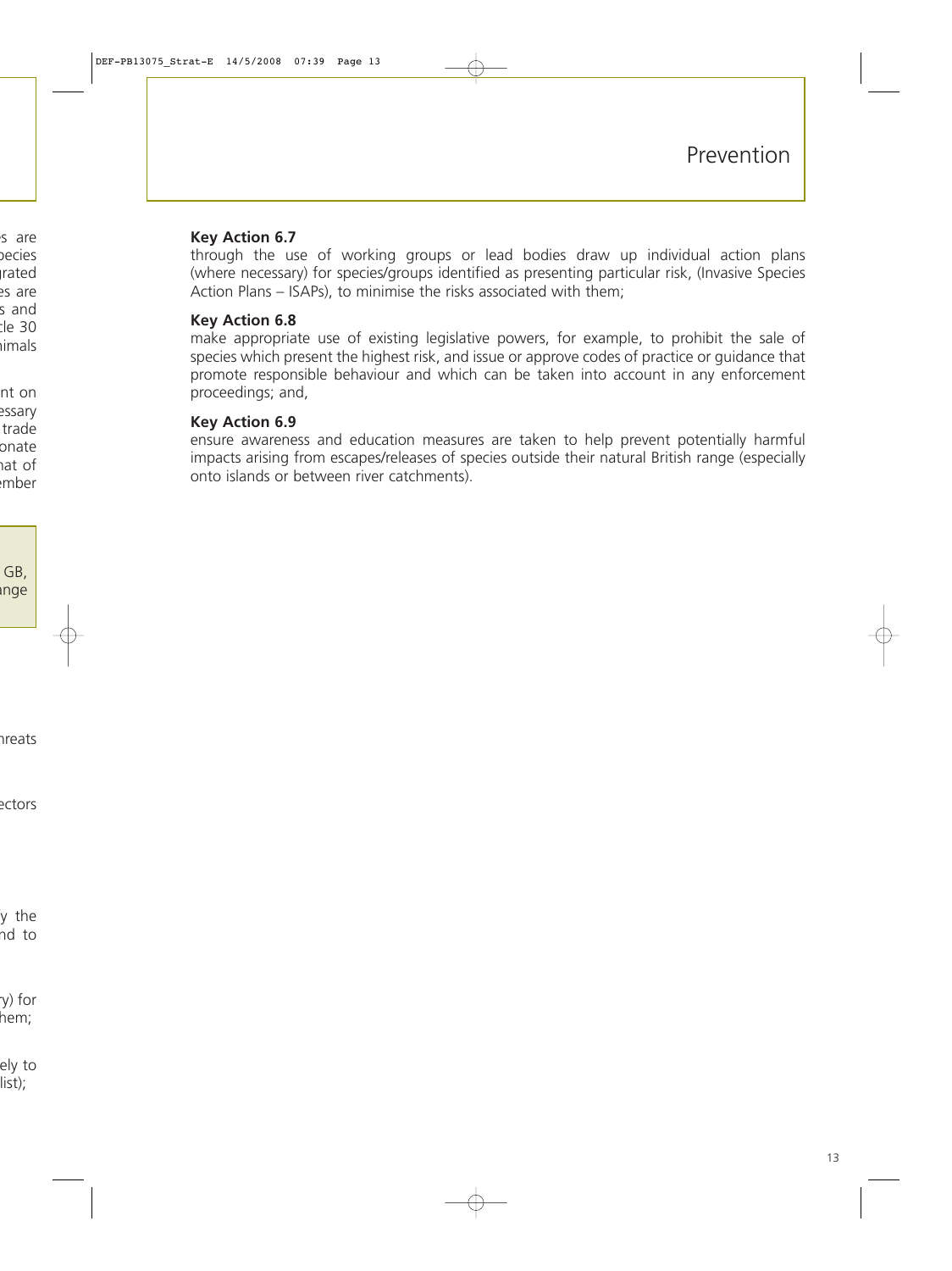## Key Action 6.7

through the use of working groups or lead bodies draw up individual action plans (where necessary) for species/groups identified as presenting particular risk, (Invasive Species Action Plans – ISAPs), to minimise the risks associated with them;

## Key Action 6.8

make appropriate use of existing legislative powers, for example, to prohibit the sale of species which present the highest risk, and issue or approve codes of practice or guidance that promote responsible behaviour and which can be taken into account in any enforcement proceedings; and,

## Key Action 6.9

ensure awareness and education measures are taken to help prevent potentially harmful impacts arising from escapes/releases of species outside their natural British range (especially onto islands or between river catchments).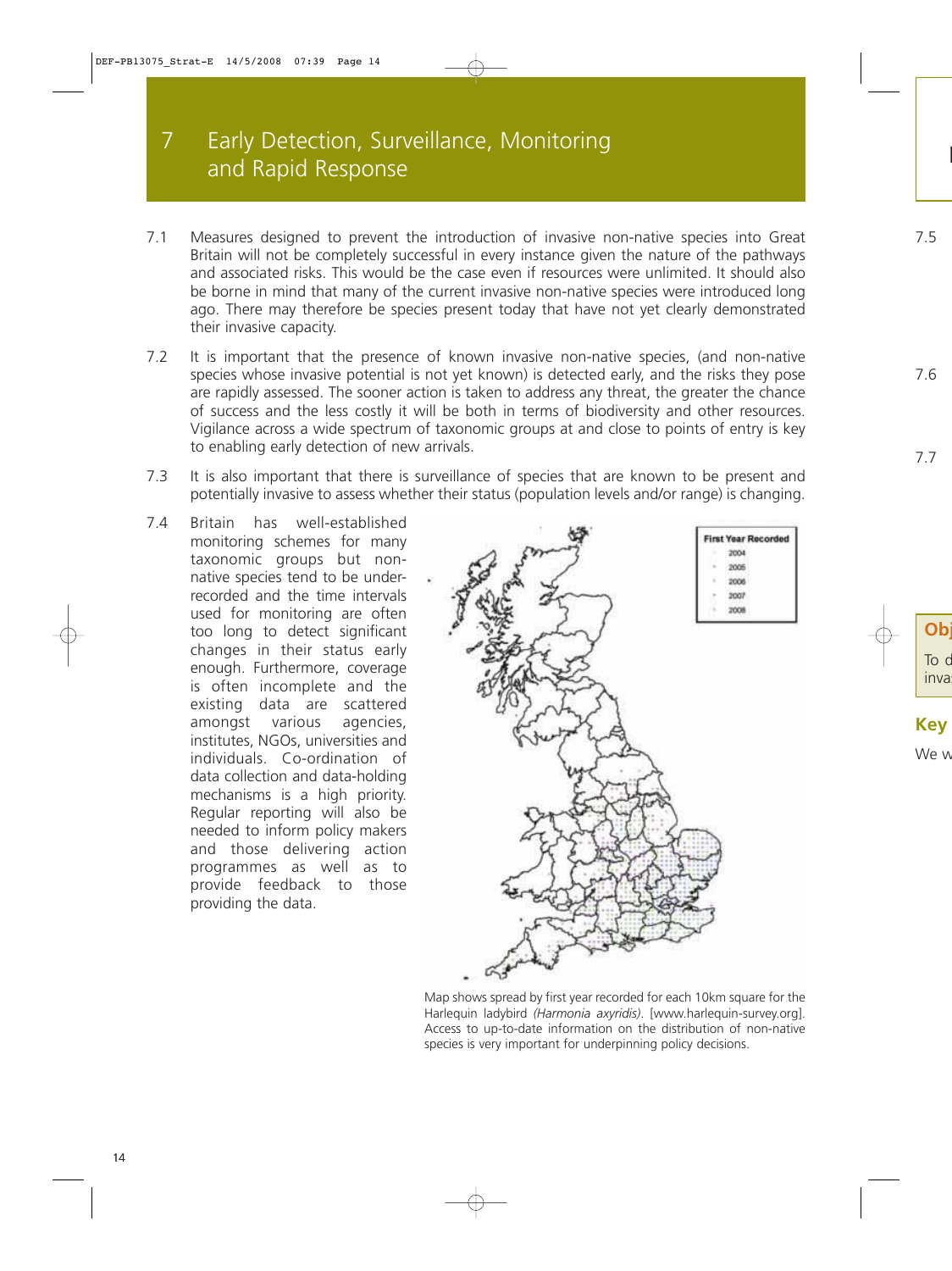# 7 Early Detection, Surveillance, Monitoring and Rapid Response

7.1 Measures designed to prevent the introduction of invasive non-native species into Great Britain will not be completely successful in every instance given the nature of the pathways and associated risks. This would be the case even if resources were unlimited. It should also be borne in mind that many of the current invasive non-native species were introduced long ago. There may therefore be species present today that have not yet clearly demonstrated their invasive capacity.

7.2 It is important that the presence of known invasive non-native species, (and non-native species whose invasive potential is not yet known) is detected early, and the risks they pose are rapidly assessed. The sooner action is taken to address any threat, the greater the chance of success and the less costly it will be both in terms of biodiversity and other resources. Vigilance across a wide spectrum of taxonomic groups at and close to points of entry is key to enabling early detection of new arrivals.

7.3 It is also important that there is surveillance of species that are known to be present and potentially invasive to assess whether their status (population levels and/or range) is changing.

7.4 Britain has well-established monitoring schemes for many taxonomic groups but non-native species tend to be under-recorded and the time intervals used for monitoring are often too long to detect significant changes in their status early enough. Furthermore, coverage is often incomplete and the existing data are scattered amongst various agencies, institutes, NGOs, universities and individuals. Co-ordination of data collection and data-holding mechanisms is a high priority. Regular reporting will also be needed to inform policy makers and those delivering action programmes as well as to provide feedback to those providing the data.

Map shows spread by first year recorded for each 10km square for the Harlequin ladybird *(Harmonia axyridis)*. [www.harlequin-survey.org]. Access to up-to-date information on the distribution of non-native species is very important for underpinning policy decisions.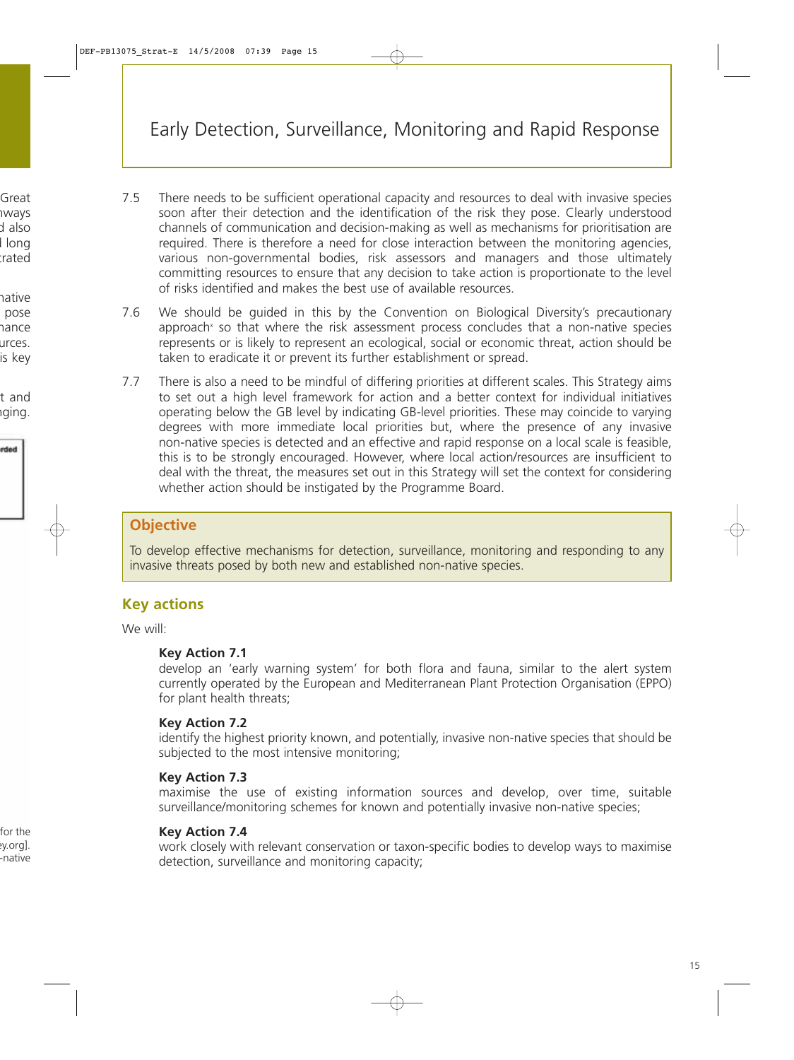# Early Detection, Surveillance, Monitoring and Rapid Response

7.5 There needs to be sufficient operational capacity and resources to deal with invasive species soon after their detection and the identification of the risk they pose. Clearly understood channels of communication and decision-making as well as mechanisms for prioritisation are required. There is therefore a need for close interaction between the monitoring agencies, various non-governmental bodies, risk assessors and managers and those ultimately committing resources to ensure that any decision to take action is proportionate to the level of risks identified and makes the best use of available resources.

7.6 We should be guided in this by the Convention on Biological Diversity's precautionary approach[x] so that where the risk assessment process concludes that a non-native species represents or is likely to represent an ecological, social or economic threat, action should be taken to eradicate it or prevent its further establishment or spread.

7.7 There is also a need to be mindful of differing priorities at different scales. This Strategy aims to set out a high level framework for action and a better context for individual initiatives operating below the GB level by indicating GB-level priorities. These may coincide to varying degrees with more immediate local priorities but, where the presence of any invasive non-native species is detected and an effective and rapid response on a local scale is feasible, this is to be strongly encouraged. However, where local action/resources are insufficient to deal with the threat, the measures set out in this Strategy will set the context for considering whether action should be instigated by the Programme Board.

## Objective

To develop effective mechanisms for detection, surveillance, monitoring and responding to any invasive threats posed by both new and established non-native species.

## Key actions

We will:

**Key Action 7.1**
develop an 'early warning system' for both flora and fauna, similar to the alert system currently operated by the European and Mediterranean Plant Protection Organisation (EPPO) for plant health threats;

**Key Action 7.2**
identify the highest priority known, and potentially, invasive non-native species that should be subjected to the most intensive monitoring;

**Key Action 7.3**
maximise the use of existing information sources and develop, over time, suitable surveillance/monitoring schemes for known and potentially invasive non-native species;

**Key Action 7.4**
work closely with relevant conservation or taxon-specific bodies to develop ways to maximise detection, surveillance and monitoring capacity;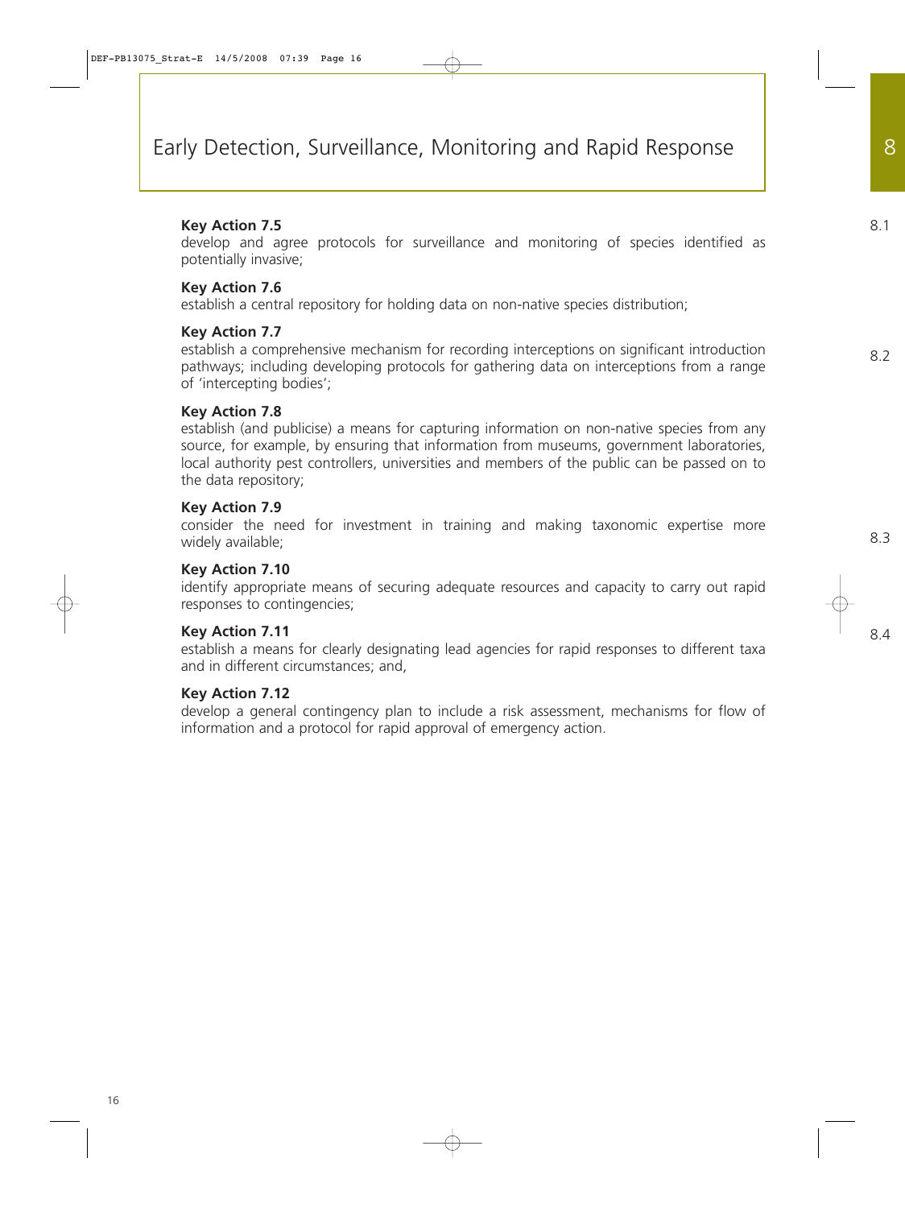# Early Detection, Surveillance, Monitoring and Rapid Response

**Key Action 7.5**
develop and agree protocols for surveillance and monitoring of species identified as potentially invasive;

**Key Action 7.6**
establish a central repository for holding data on non-native species distribution;

**Key Action 7.7**
establish a comprehensive mechanism for recording interceptions on significant introduction pathways; including developing protocols for gathering data on interceptions from a range of 'intercepting bodies';

**Key Action 7.8**
establish (and publicise) a means for capturing information on non-native species from any source, for example, by ensuring that information from museums, government laboratories, local authority pest controllers, universities and members of the public can be passed on to the data repository;

**Key Action 7.9**
consider the need for investment in training and making taxonomic expertise more widely available;

**Key Action 7.10**
identify appropriate means of securing adequate resources and capacity to carry out rapid responses to contingencies;

**Key Action 7.11**
establish a means for clearly designating lead agencies for rapid responses to different taxa and in different circumstances; and,

**Key Action 7.12**
develop a general contingency plan to include a risk assessment, mechanisms for flow of information and a protocol for rapid approval of emergency action.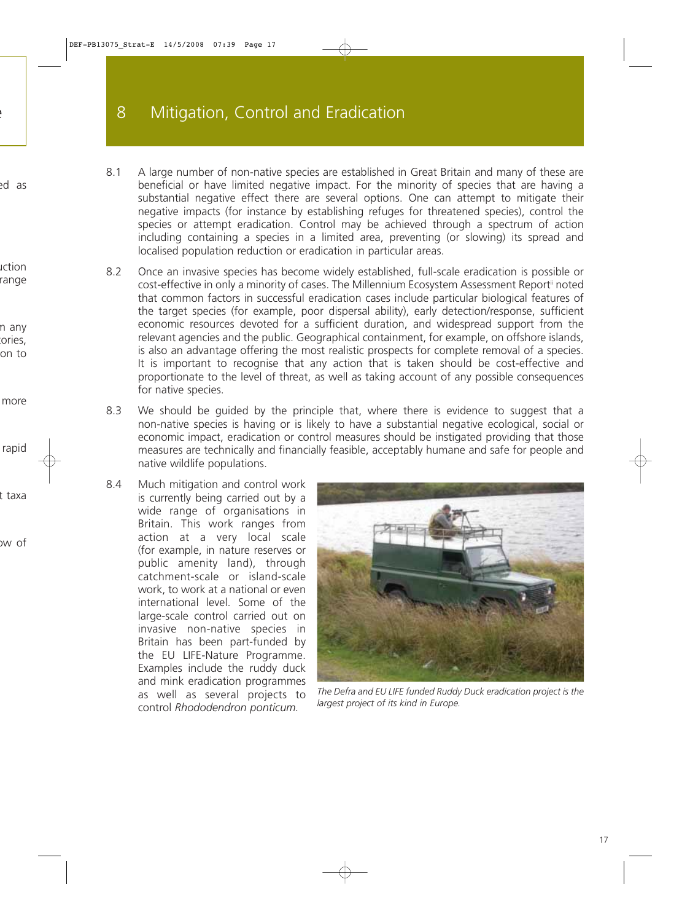# 8 Mitigation, Control and Eradication

8.1 A large number of non-native species are established in Great Britain and many of these are beneficial or have limited negative impact. For the minority of species that are having a substantial negative effect there are several options. One can attempt to mitigate their negative impacts (for instance by establishing refuges for threatened species), control the species or attempt eradication. Control may be achieved through a spectrum of action including containing a species in a limited area, preventing (or slowing) its spread and localised population reduction or eradication in particular areas.

8.2 Once an invasive species has become widely established, full-scale eradication is possible or cost-effective in only a minority of cases. The Millennium Ecosystem Assessment Report[ii] noted that common factors in successful eradication cases include particular biological features of the target species (for example, poor dispersal ability), early detection/response, sufficient economic resources devoted for a sufficient duration, and widespread support from the relevant agencies and the public. Geographical containment, for example, on offshore islands, is also an advantage offering the most realistic prospects for complete removal of a species. It is important to recognise that any action that is taken should be cost-effective and proportionate to the level of threat, as well as taking account of any possible consequences for native species.

8.3 We should be guided by the principle that, where there is evidence to suggest that a non-native species is having or is likely to have a substantial negative ecological, social or economic impact, eradication or control measures should be instigated providing that those measures are technically and financially feasible, acceptably humane and safe for people and native wildlife populations.

8.4 Much mitigation and control work is currently being carried out by a wide range of organisations in Britain. This work ranges from action at a very local scale (for example, in nature reserves or public amenity land), through catchment-scale or island-scale work, to work at a national or even international level. Some of the large-scale control carried out on invasive non-native species in Britain has been part-funded by the EU LIFE-Nature Programme. Examples include the ruddy duck and mink eradication programmes as well as several projects to control *Rhododendron ponticum.*

*The Defra and EU LIFE funded Ruddy Duck eradication project is the largest project of its kind in Europe.*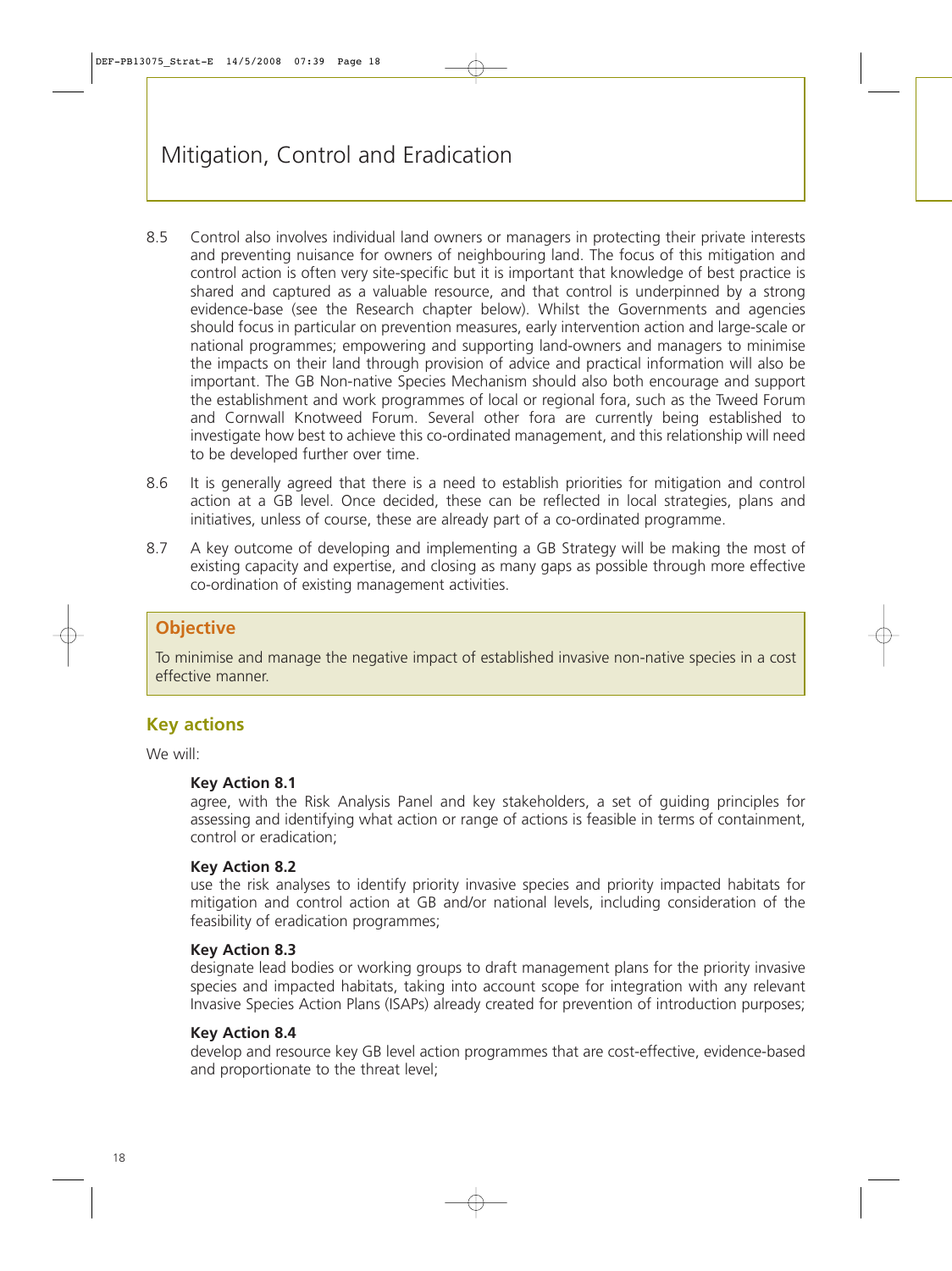# Mitigation, Control and Eradication

8.5 Control also involves individual land owners or managers in protecting their private interests and preventing nuisance for owners of neighbouring land. The focus of this mitigation and control action is often very site-specific but it is important that knowledge of best practice is shared and captured as a valuable resource, and that control is underpinned by a strong evidence-base (see the Research chapter below). Whilst the Governments and agencies should focus in particular on prevention measures, early intervention action and large-scale or national programmes; empowering and supporting land-owners and managers to minimise the impacts on their land through provision of advice and practical information will also be important. The GB Non-native Species Mechanism should also both encourage and support the establishment and work programmes of local or regional fora, such as the Tweed Forum and Cornwall Knotweed Forum. Several other fora are currently being established to investigate how best to achieve this co-ordinated management, and this relationship will need to be developed further over time.

8.6 It is generally agreed that there is a need to establish priorities for mitigation and control action at a GB level. Once decided, these can be reflected in local strategies, plans and initiatives, unless of course, these are already part of a co-ordinated programme.

8.7 A key outcome of developing and implementing a GB Strategy will be making the most of existing capacity and expertise, and closing as many gaps as possible through more effective co-ordination of existing management activities.

## Objective

To minimise and manage the negative impact of established invasive non-native species in a cost effective manner.

## Key actions

We will:

**Key Action 8.1**
agree, with the Risk Analysis Panel and key stakeholders, a set of guiding principles for assessing and identifying what action or range of actions is feasible in terms of containment, control or eradication;

**Key Action 8.2**
use the risk analyses to identify priority invasive species and priority impacted habitats for mitigation and control action at GB and/or national levels, including consideration of the feasibility of eradication programmes;

**Key Action 8.3**
designate lead bodies or working groups to draft management plans for the priority invasive species and impacted habitats, taking into account scope for integration with any relevant Invasive Species Action Plans (ISAPs) already created for prevention of introduction purposes;

**Key Action 8.4**
develop and resource key GB level action programmes that are cost-effective, evidence-based and proportionate to the threat level;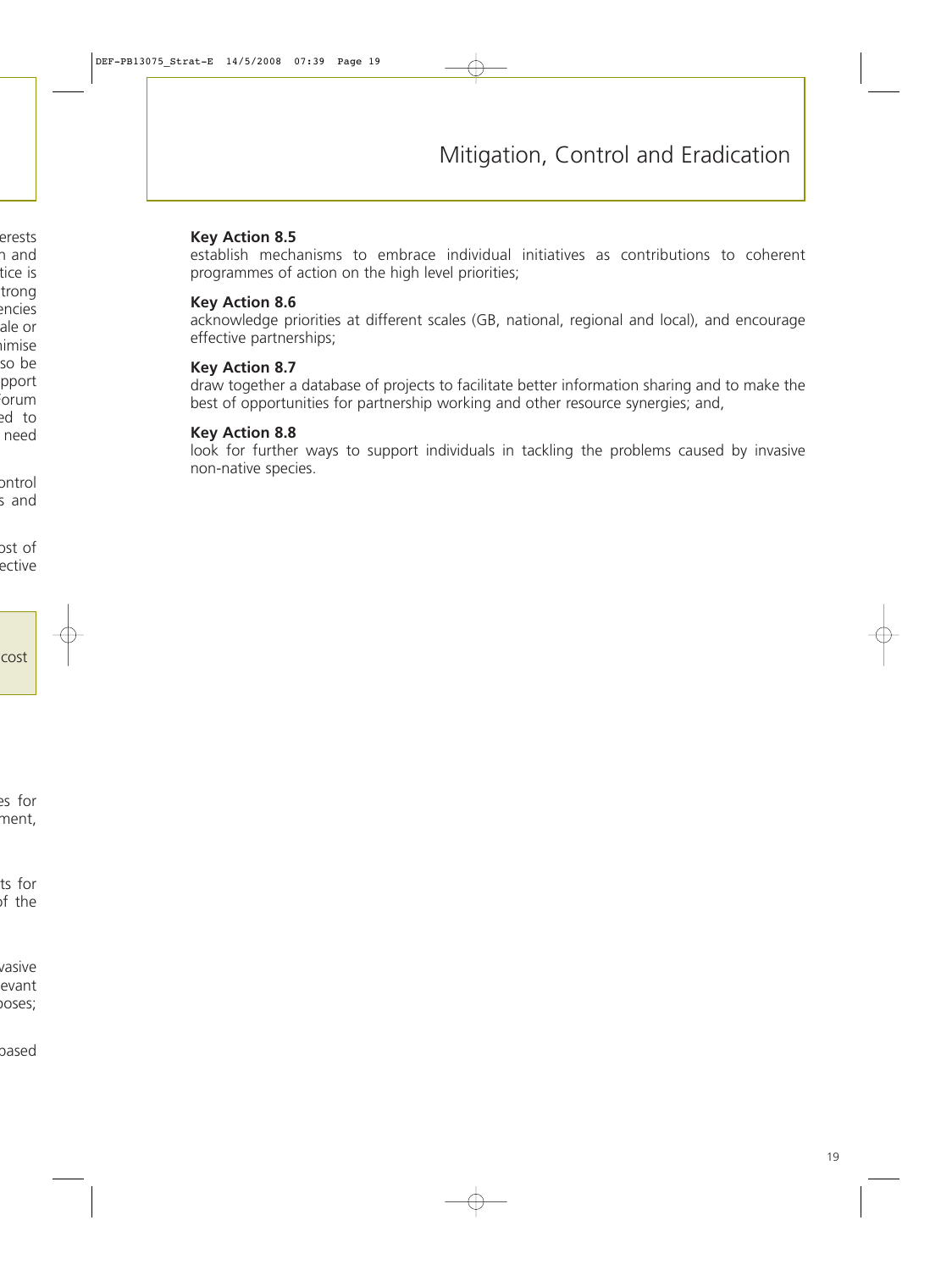**Key Action 8.5**
establish mechanisms to embrace individual initiatives as contributions to coherent programmes of action on the high level priorities;

**Key Action 8.6**
acknowledge priorities at different scales (GB, national, regional and local), and encourage effective partnerships;

**Key Action 8.7**
draw together a database of projects to facilitate better information sharing and to make the best of opportunities for partnership working and other resource synergies; and,

**Key Action 8.8**
look for further ways to support individuals in tackling the problems caused by invasive non-native species.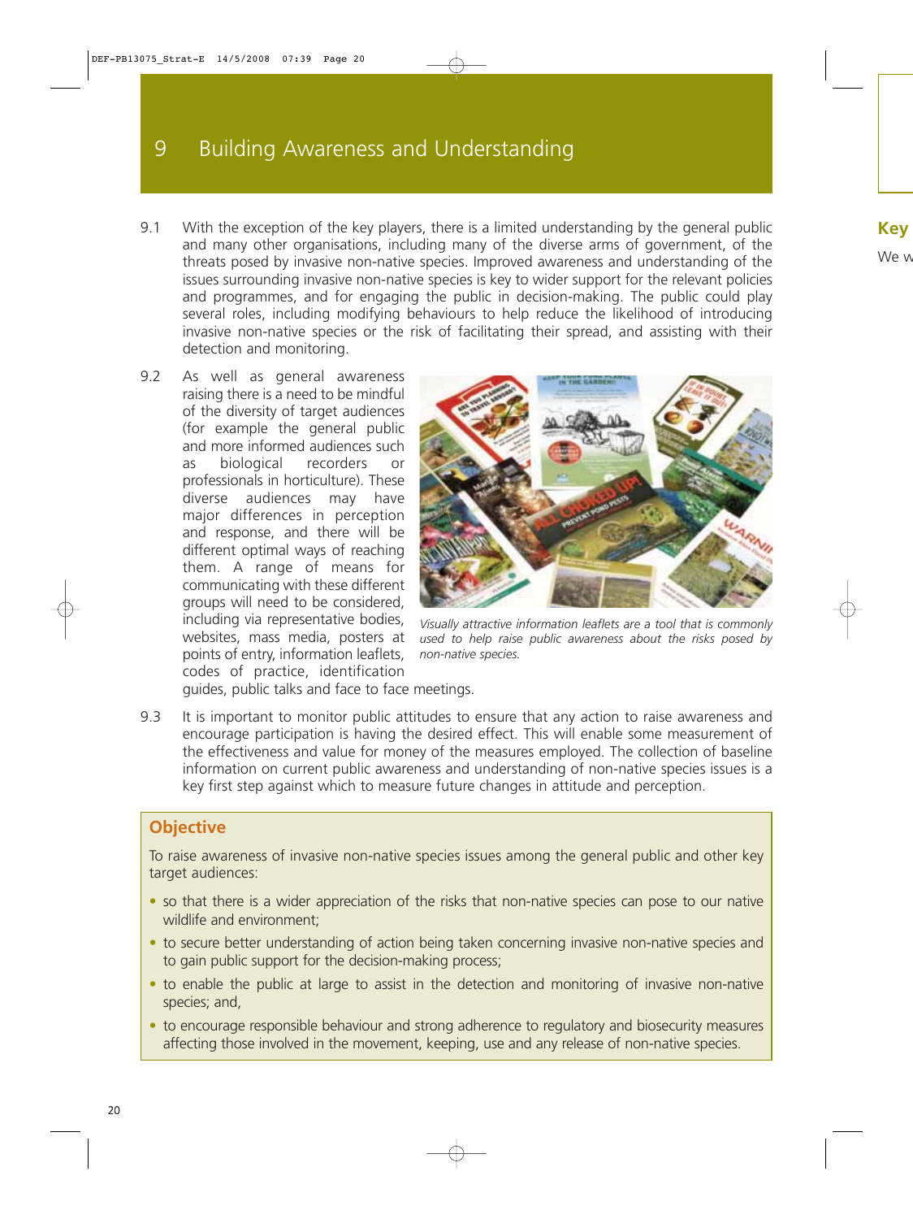# 9 Building Awareness and Understanding

9.1 With the exception of the key players, there is a limited understanding by the general public and many other organisations, including many of the diverse arms of government, of the threats posed by invasive non-native species. Improved awareness and understanding of the issues surrounding invasive non-native species is key to wider support for the relevant policies and programmes, and for engaging the public in decision-making. The public could play several roles, including modifying behaviours to help reduce the likelihood of introducing invasive non-native species or the risk of facilitating their spread, and assisting with their detection and monitoring.

9.2 As well as general awareness raising there is a need to be mindful of the diversity of target audiences (for example the general public and more informed audiences such as biological recorders or professionals in horticulture). These diverse audiences may have major differences in perception and response, and there will be different optimal ways of reaching them. A range of means for communicating with these different groups will need to be considered, including via representative bodies, websites, mass media, posters at points of entry, information leaflets, codes of practice, identification guides, public talks and face to face meetings.

*Visually attractive information leaflets are a tool that is commonly used to help raise public awareness about the risks posed by non-native species.*

9.3 It is important to monitor public attitudes to ensure that any action to raise awareness and encourage participation is having the desired effect. This will enable some measurement of the effectiveness and value for money of the measures employed. The collection of baseline information on current public awareness and understanding of non-native species issues is a key first step against which to measure future changes in attitude and perception.

## Objective

To raise awareness of invasive non-native species issues among the general public and other key target audiences:

- so that there is a wider appreciation of the risks that non-native species can pose to our native wildlife and environment;
- to secure better understanding of action being taken concerning invasive non-native species and to gain public support for the decision-making process;
- to enable the public at large to assist in the detection and monitoring of invasive non-native species; and,
- to encourage responsible behaviour and strong adherence to regulatory and biosecurity measures affecting those involved in the movement, keeping, use and any release of non-native species.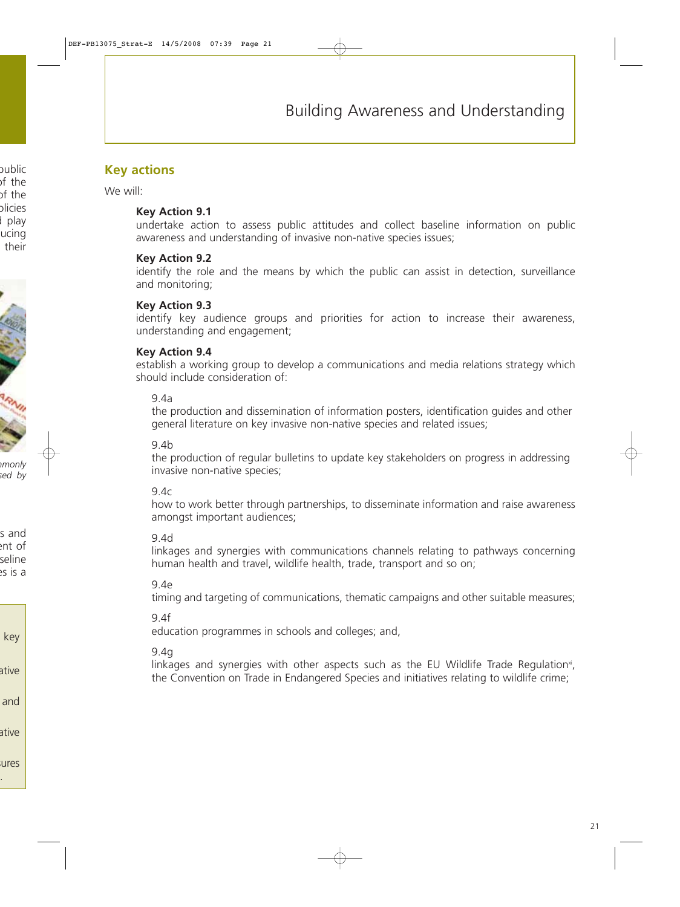# Building Awareness and Understanding

## Key actions

We will:

**Key Action 9.1**
undertake action to assess public attitudes and collect baseline information on public awareness and understanding of invasive non-native species issues;

**Key Action 9.2**
identify the role and the means by which the public can assist in detection, surveillance and monitoring;

**Key Action 9.3**
identify key audience groups and priorities for action to increase their awareness, understanding and engagement;

**Key Action 9.4**
establish a working group to develop a communications and media relations strategy which should include consideration of:

9.4a
the production and dissemination of information posters, identification guides and other general literature on key invasive non-native species and related issues;

9.4b
the production of regular bulletins to update key stakeholders on progress in addressing invasive non-native species;

9.4c
how to work better through partnerships, to disseminate information and raise awareness amongst important audiences;

9.4d
linkages and synergies with communications channels relating to pathways concerning human health and travel, wildlife health, trade, transport and so on;

9.4e
timing and targeting of communications, thematic campaigns and other suitable measures;

9.4f
education programmes in schools and colleges; and,

9.4g
linkages and synergies with other aspects such as the EU Wildlife Trade Regulation[xi], the Convention on Trade in Endangered Species and initiatives relating to wildlife crime;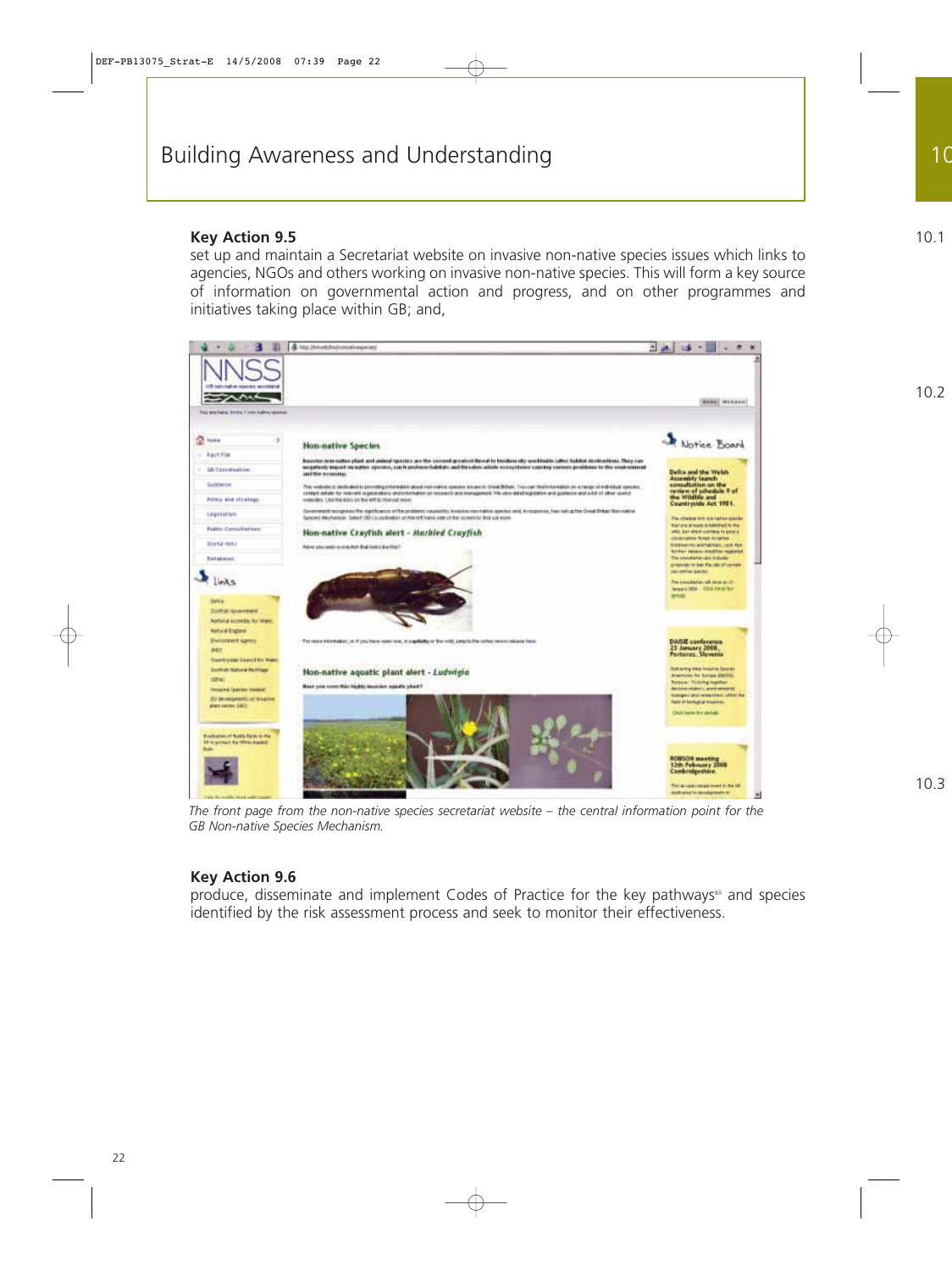# Building Awareness and Understanding

**Key Action 9.5**
set up and maintain a Secretariat website on invasive non-native species issues which links to agencies, NGOs and others working on invasive non-native species. This will form a key source of information on governmental action and progress, and on other programmes and initiatives taking place within GB; and,

*The front page from the non-native species secretariat website – the central information point for the GB Non-native Species Mechanism.*

**Key Action 9.6**
produce, disseminate and implement Codes of Practice for the key pathways[xii] and species identified by the risk assessment process and seek to monitor their effectiveness.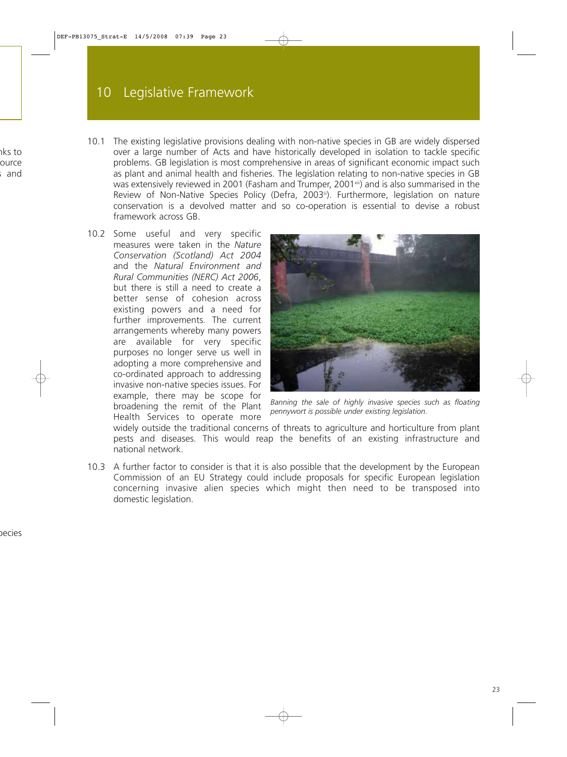# 10 Legislative Framework

10.1 The existing legislative provisions dealing with non-native species in GB are widely dispersed over a large number of Acts and have historically developed in isolation to tackle specific problems. GB legislation is most comprehensive in areas of significant economic impact such as plant and animal health and fisheries. The legislation relating to non-native species in GB was extensively reviewed in 2001 (Fasham and Trumper, 2001[xiii]) and is also summarised in the Review of Non-Native Species Policy (Defra, 2003[ii]). Furthermore, legislation on nature conservation is a devolved matter and so co-operation is essential to devise a robust framework across GB.

10.2 Some useful and very specific measures were taken in the *Nature Conservation (Scotland) Act 2004* and the *Natural Environment and Rural Communities (NERC) Act 2006*, but there is still a need to create a better sense of cohesion across existing powers and a need for further improvements. The current arrangements whereby many powers are available for very specific purposes no longer serve us well in adopting a more comprehensive and co-ordinated approach to addressing invasive non-native species issues. For example, there may be scope for broadening the remit of the Plant Health Services to operate more widely outside the traditional concerns of threats to agriculture and horticulture from plant pests and diseases. This would reap the benefits of an existing infrastructure and national network.

*Banning the sale of highly invasive species such as floating pennywort is possible under existing legislation.*

10.3 A further factor to consider is that it is also possible that the development by the European Commission of an EU Strategy could include proposals for specific European legislation concerning invasive alien species which might then need to be transposed into domestic legislation.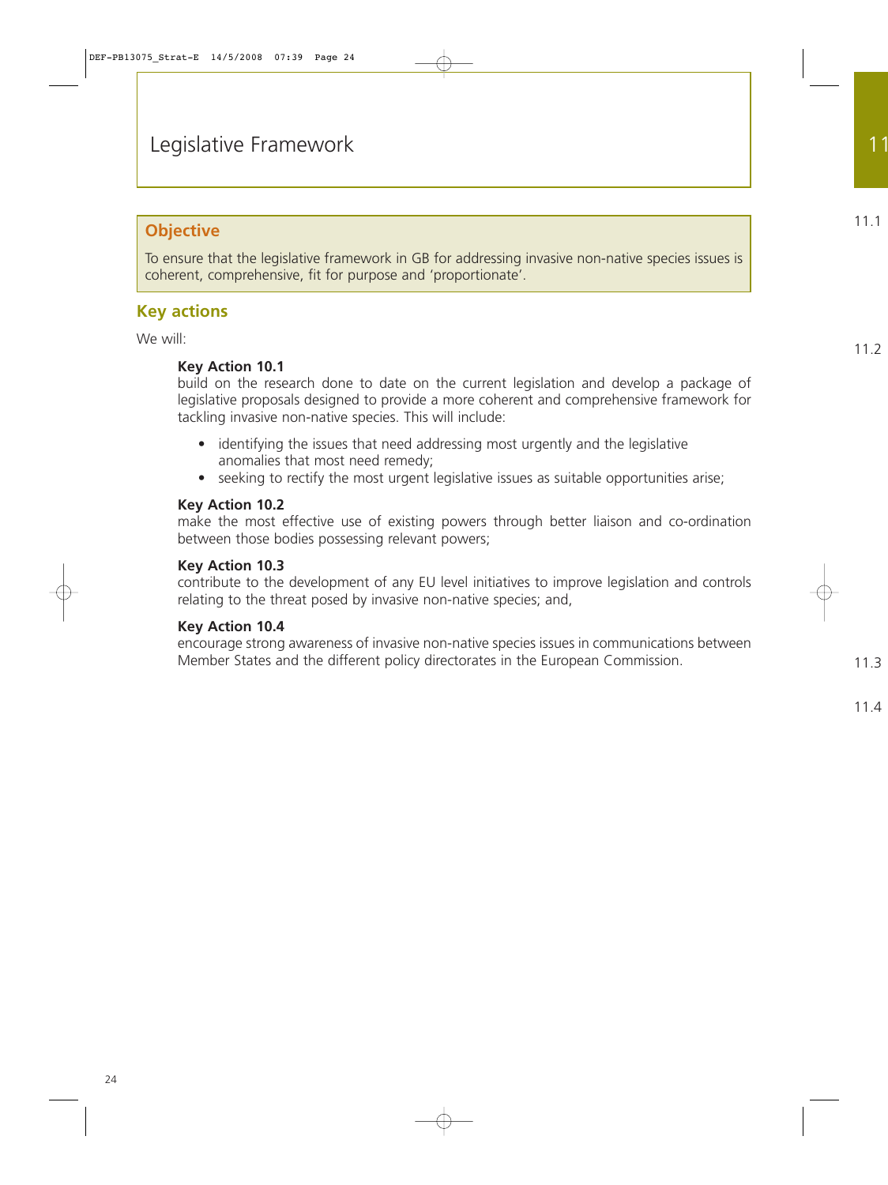# Legislative Framework

## Objective

To ensure that the legislative framework in GB for addressing invasive non-native species issues is coherent, comprehensive, fit for purpose and 'proportionate'.

## Key actions

We will:

**Key Action 10.1**
build on the research done to date on the current legislation and develop a package of legislative proposals designed to provide a more coherent and comprehensive framework for tackling invasive non-native species. This will include:

- identifying the issues that need addressing most urgently and the legislative anomalies that most need remedy;
- seeking to rectify the most urgent legislative issues as suitable opportunities arise;

**Key Action 10.2**
make the most effective use of existing powers through better liaison and co-ordination between those bodies possessing relevant powers;

**Key Action 10.3**
contribute to the development of any EU level initiatives to improve legislation and controls relating to the threat posed by invasive non-native species; and,

**Key Action 10.4**
encourage strong awareness of invasive non-native species issues in communications between Member States and the different policy directorates in the European Commission.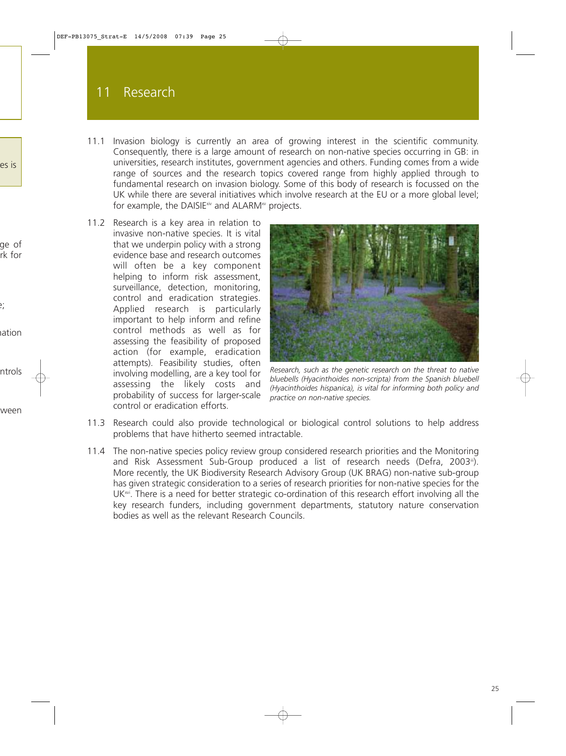# 11 Research

11.1 Invasion biology is currently an area of growing interest in the scientific community. Consequently, there is a large amount of research on non-native species occurring in GB: in universities, research institutes, government agencies and others. Funding comes from a wide range of sources and the research topics covered range from highly applied through to fundamental research on invasion biology. Some of this body of research is focussed on the UK while there are several initiatives which involve research at the EU or a more global level; for example, the DAISIE[xiv] and ALARM[xv] projects.

11.2 Research is a key area in relation to invasive non-native species. It is vital that we underpin policy with a strong evidence base and research outcomes will often be a key component helping to inform risk assessment, surveillance, detection, monitoring, control and eradication strategies. Applied research is particularly important to help inform and refine control methods as well as for assessing the feasibility of proposed action (for example, eradication attempts). Feasibility studies, often involving modelling, are a key tool for assessing the likely costs and probability of success for larger-scale control or eradication efforts.

*Research, such as the genetic research on the threat to native bluebells (Hyacinthoides non-scripta) from the Spanish bluebell (Hyacinthoides hispanica), is vital for informing both policy and practice on non-native species.*

11.3 Research could also provide technological or biological control solutions to help address problems that have hitherto seemed intractable.

11.4 The non-native species policy review group considered research priorities and the Monitoring and Risk Assessment Sub-Group produced a list of research needs (Defra, 2003[iii]). More recently, the UK Biodiversity Research Advisory Group (UK BRAG) non-native sub-group has given strategic consideration to a series of research priorities for non-native species for the UK[xvi]. There is a need for better strategic co-ordination of this research effort involving all the key research funders, including government departments, statutory nature conservation bodies as well as the relevant Research Councils.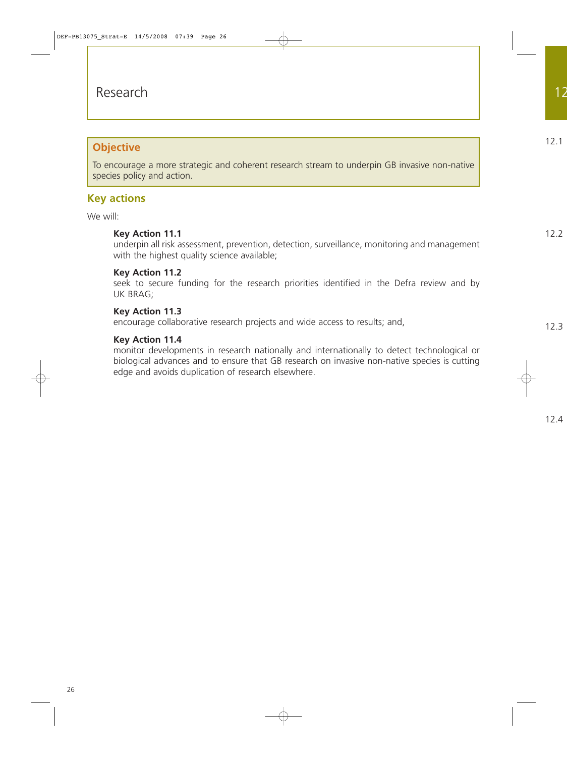# Research

## Objective

To encourage a more strategic and coherent research stream to underpin GB invasive non-native species policy and action.

## Key actions

We will:

**Key Action 11.1**
underpin all risk assessment, prevention, detection, surveillance, monitoring and management with the highest quality science available;

**Key Action 11.2**
seek to secure funding for the research priorities identified in the Defra review and by UK BRAG;

**Key Action 11.3**
encourage collaborative research projects and wide access to results; and,

**Key Action 11.4**
monitor developments in research nationally and internationally to detect technological or biological advances and to ensure that GB research on invasive non-native species is cutting edge and avoids duplication of research elsewhere.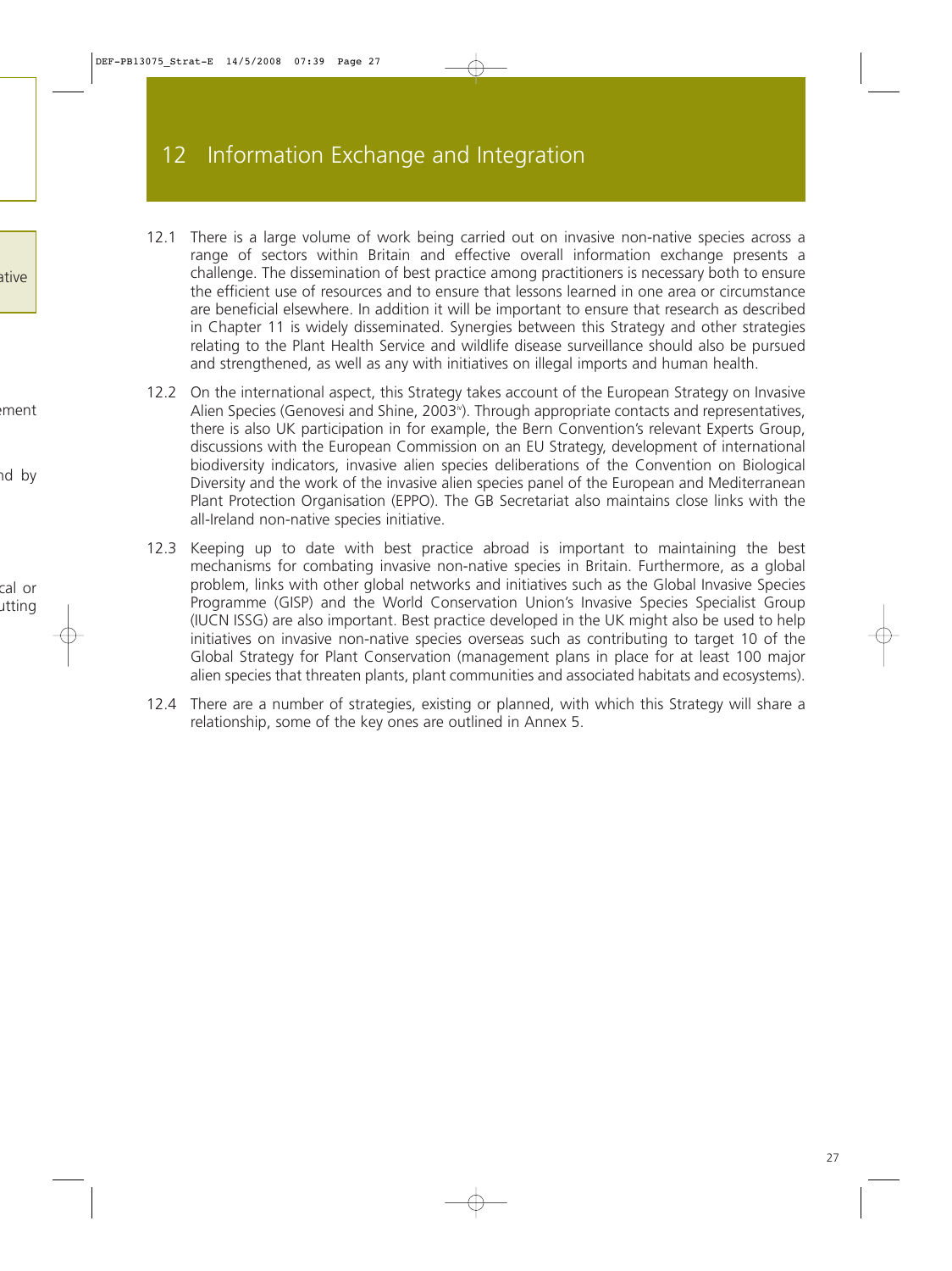# 12 Information Exchange and Integration

12.1 There is a large volume of work being carried out on invasive non-native species across a range of sectors within Britain and effective overall information exchange presents a challenge. The dissemination of best practice among practitioners is necessary both to ensure the efficient use of resources and to ensure that lessons learned in one area or circumstance are beneficial elsewhere. In addition it will be important to ensure that research as described in Chapter 11 is widely disseminated. Synergies between this Strategy and other strategies relating to the Plant Health Service and wildlife disease surveillance should also be pursued and strengthened, as well as any with initiatives on illegal imports and human health.

12.2 On the international aspect, this Strategy takes account of the European Strategy on Invasive Alien Species (Genovesi and Shine, 2003[iv]). Through appropriate contacts and representatives, there is also UK participation in for example, the Bern Convention's relevant Experts Group, discussions with the European Commission on an EU Strategy, development of international biodiversity indicators, invasive alien species deliberations of the Convention on Biological Diversity and the work of the invasive alien species panel of the European and Mediterranean Plant Protection Organisation (EPPO). The GB Secretariat also maintains close links with the all-Ireland non-native species initiative.

12.3 Keeping up to date with best practice abroad is important to maintaining the best mechanisms for combating invasive non-native species in Britain. Furthermore, as a global problem, links with other global networks and initiatives such as the Global Invasive Species Programme (GISP) and the World Conservation Union's Invasive Species Specialist Group (IUCN ISSG) are also important. Best practice developed in the UK might also be used to help initiatives on invasive non-native species overseas such as contributing to target 10 of the Global Strategy for Plant Conservation (management plans in place for at least 100 major alien species that threaten plants, plant communities and associated habitats and ecosystems).

12.4 There are a number of strategies, existing or planned, with which this Strategy will share a relationship, some of the key ones are outlined in Annex 5.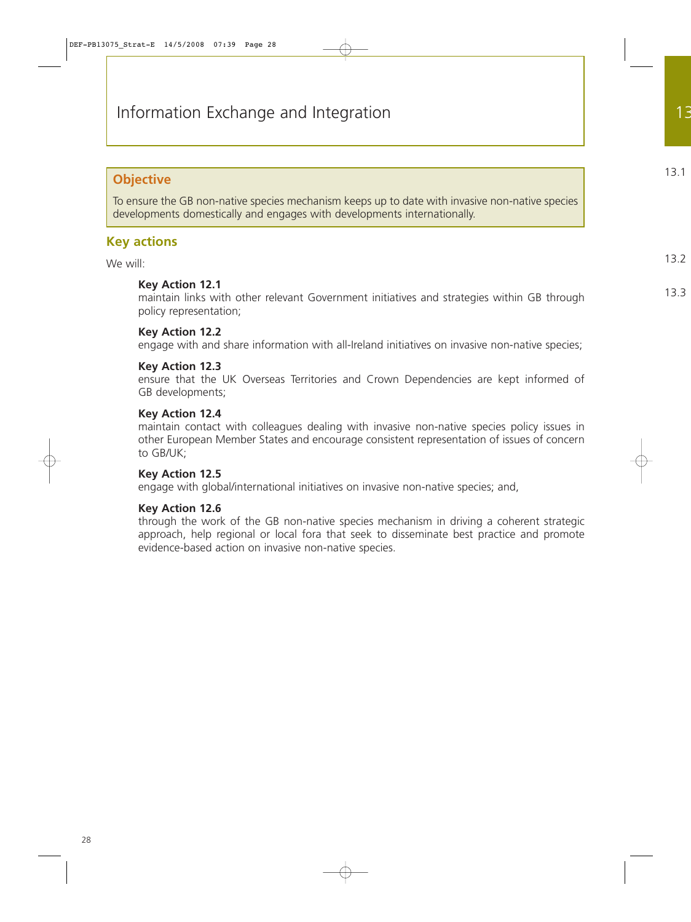# Information Exchange and Integration

## Objective

To ensure the GB non-native species mechanism keeps up to date with invasive non-native species developments domestically and engages with developments internationally.

## Key actions

We will:

**Key Action 12.1**
maintain links with other relevant Government initiatives and strategies within GB through policy representation;

**Key Action 12.2**
engage with and share information with all-Ireland initiatives on invasive non-native species;

**Key Action 12.3**
ensure that the UK Overseas Territories and Crown Dependencies are kept informed of GB developments;

**Key Action 12.4**
maintain contact with colleagues dealing with invasive non-native species policy issues in other European Member States and encourage consistent representation of issues of concern to GB/UK;

**Key Action 12.5**
engage with global/international initiatives on invasive non-native species; and,

**Key Action 12.6**
through the work of the GB non-native species mechanism in driving a coherent strategic approach, help regional or local fora that seek to disseminate best practice and promote evidence-based action on invasive non-native species.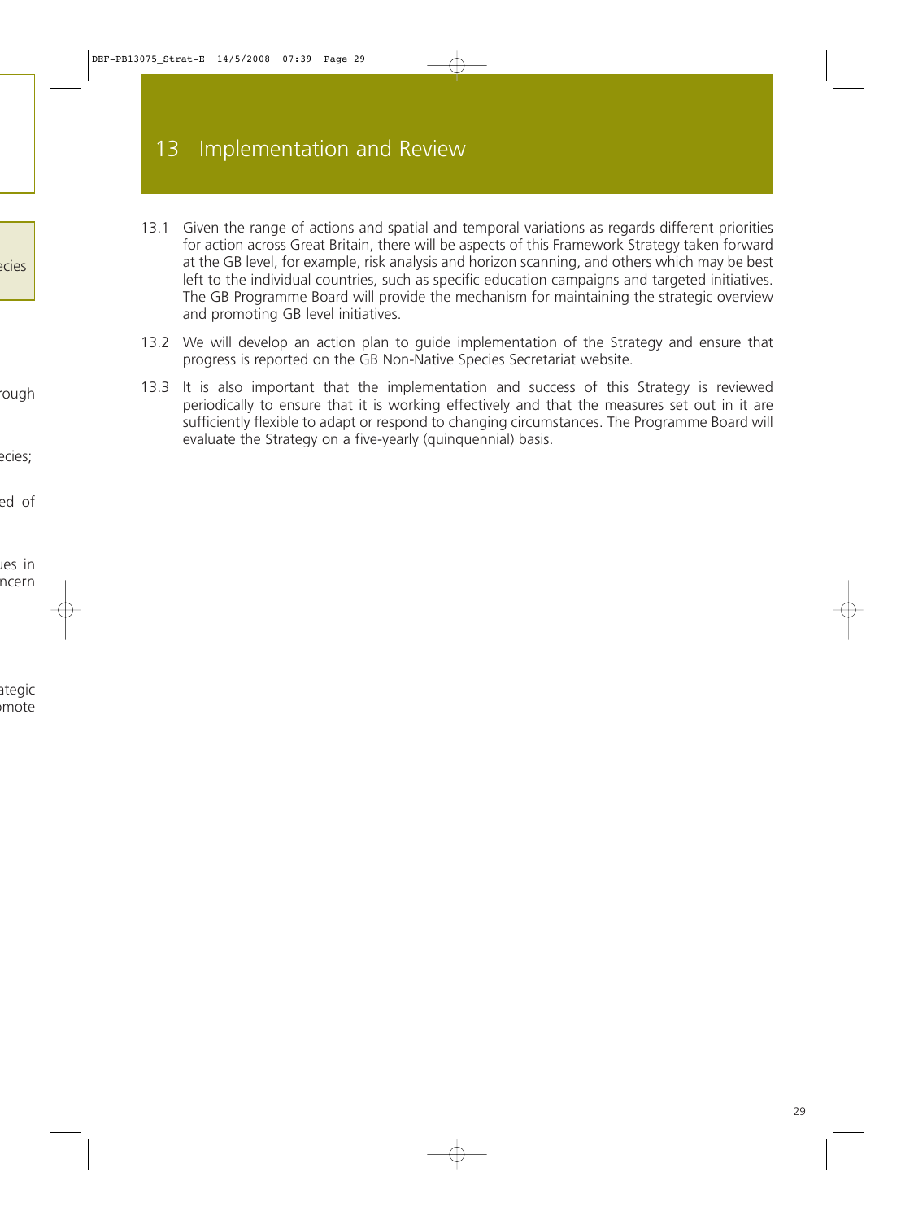# 13 Implementation and Review

13.1 Given the range of actions and spatial and temporal variations as regards different priorities for action across Great Britain, there will be aspects of this Framework Strategy taken forward at the GB level, for example, risk analysis and horizon scanning, and others which may be best left to the individual countries, such as specific education campaigns and targeted initiatives. The GB Programme Board will provide the mechanism for maintaining the strategic overview and promoting GB level initiatives.

13.2 We will develop an action plan to guide implementation of the Strategy and ensure that progress is reported on the GB Non-Native Species Secretariat website.

13.3 It is also important that the implementation and success of this Strategy is reviewed periodically to ensure that it is working effectively and that the measures set out in it are sufficiently flexible to adapt or respond to changing circumstances. The Programme Board will evaluate the Strategy on a five-yearly (quinquennial) basis.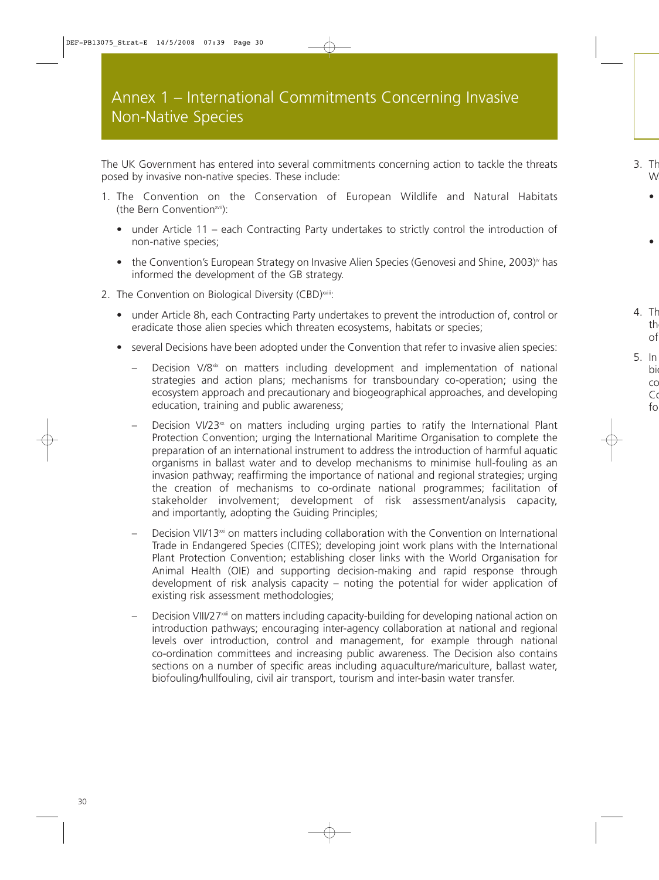# Annex 1 – International Commitments Concerning Invasive Non-Native Species

The UK Government has entered into several commitments concerning action to tackle the threats posed by invasive non-native species. These include:

1. The Convention on the Conservation of European Wildlife and Natural Habitats (the Bern Convention[xvii]):
   - under Article 11 – each Contracting Party undertakes to strictly control the introduction of non-native species;
   - the Convention's European Strategy on Invasive Alien Species (Genovesi and Shine, 2003)[v] has informed the development of the GB strategy.
2. The Convention on Biological Diversity (CBD)[xviii]:
   - under Article 8h, each Contracting Party undertakes to prevent the introduction of, control or eradicate those alien species which threaten ecosystems, habitats or species;
   - several Decisions have been adopted under the Convention that refer to invasive alien species:
     - Decision V/8[xix] on matters including development and implementation of national strategies and action plans; mechanisms for transboundary co-operation; using the ecosystem approach and precautionary and biogeographical approaches, and developing education, training and public awareness;
     - Decision VI/23[xx] on matters including urging parties to ratify the International Plant Protection Convention; urging the International Maritime Organisation to complete the preparation of an international instrument to address the introduction of harmful aquatic organisms in ballast water and to develop mechanisms to minimise hull-fouling as an invasion pathway; reaffirming the importance of national and regional strategies; urging the creation of mechanisms to co-ordinate national programmes; facilitation of stakeholder involvement; development of risk assessment/analysis capacity, and importantly, adopting the Guiding Principles;
     - Decision VII/13[xxi] on matters including collaboration with the Convention on International Trade in Endangered Species (CITES); developing joint work plans with the International Plant Protection Convention; establishing closer links with the World Organisation for Animal Health (OIE) and supporting decision-making and rapid response through development of risk analysis capacity – noting the potential for wider application of existing risk assessment methodologies;
     - Decision VIII/27[xxii] on matters including capacity-building for developing national action on introduction pathways; encouraging inter-agency collaboration at national and regional levels over introduction, control and management, for example through national co-ordination committees and increasing public awareness. The Decision also contains sections on a number of specific areas including aquaculture/mariculture, ballast water, biofouling/hullfouling, civil air transport, tourism and inter-basin water transfer.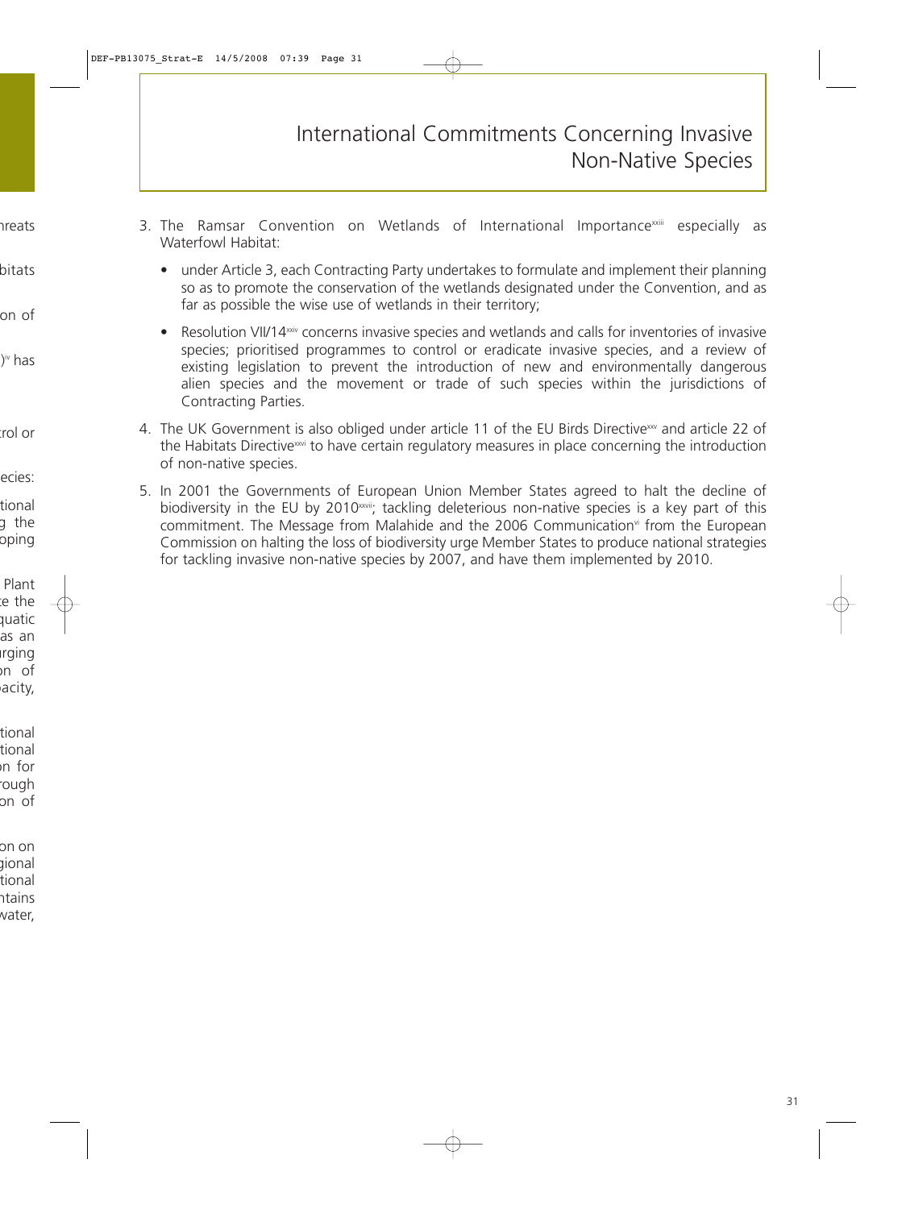# International Commitments Concerning Invasive Non-Native Species

3. The Ramsar Convention on Wetlands of International Importance[xxiii] especially as Waterfowl Habitat:

   - under Article 3, each Contracting Party undertakes to formulate and implement their planning so as to promote the conservation of the wetlands designated under the Convention, and as far as possible the wise use of wetlands in their territory;

   - Resolution VII/14[xxiv] concerns invasive species and wetlands and calls for inventories of invasive species; prioritised programmes to control or eradicate invasive species, and a review of existing legislation to prevent the introduction of new and environmentally dangerous alien species and the movement or trade of such species within the jurisdictions of Contracting Parties.

4. The UK Government is also obliged under article 11 of the EU Birds Directive[xxv] and article 22 of the Habitats Directive[xxvi] to have certain regulatory measures in place concerning the introduction of non-native species.

5. In 2001 the Governments of European Union Member States agreed to halt the decline of biodiversity in the EU by 2010[xxvii]; tackling deleterious non-native species is a key part of this commitment. The Message from Malahide and the 2006 Communication[vi] from the European Commission on halting the loss of biodiversity urge Member States to produce national strategies for tackling invasive non-native species by 2007, and have them implemented by 2010.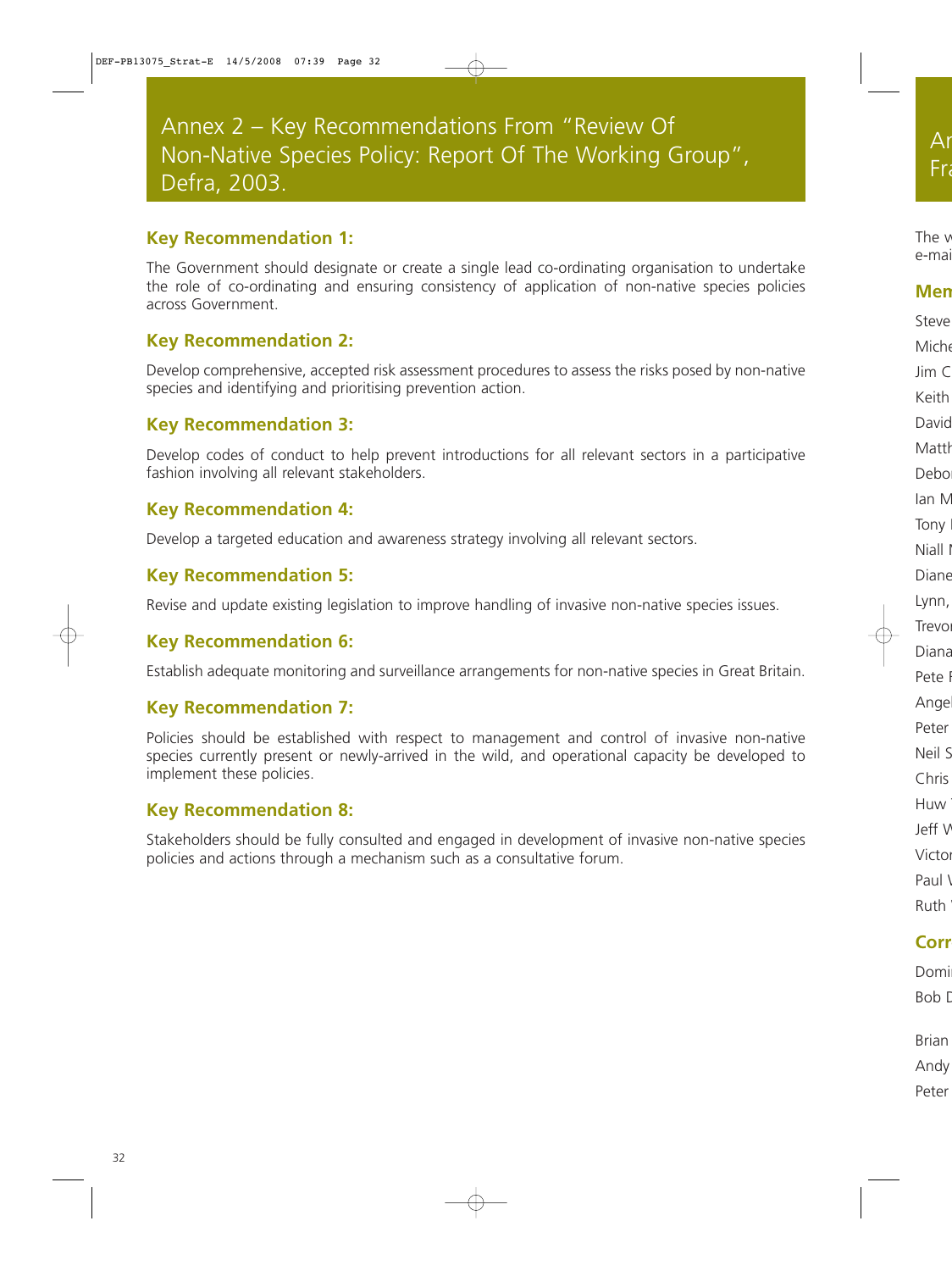# Annex 2 – Key Recommendations From "Review Of Non-Native Species Policy: Report Of The Working Group", Defra, 2003.

### Key Recommendation 1:

The Government should designate or create a single lead co-ordinating organisation to undertake the role of co-ordinating and ensuring consistency of application of non-native species policies across Government.

### Key Recommendation 2:

Develop comprehensive, accepted risk assessment procedures to assess the risks posed by non-native species and identifying and prioritising prevention action.

### Key Recommendation 3:

Develop codes of conduct to help prevent introductions for all relevant sectors in a participative fashion involving all relevant stakeholders.

### Key Recommendation 4:

Develop a targeted education and awareness strategy involving all relevant sectors.

### Key Recommendation 5:

Revise and update existing legislation to improve handling of invasive non-native species issues.

### Key Recommendation 6:

Establish adequate monitoring and surveillance arrangements for non-native species in Great Britain.

### Key Recommendation 7:

Policies should be established with respect to management and control of invasive non-native species currently present or newly-arrived in the wild, and operational capacity be developed to implement these policies.

### Key Recommendation 8:

Stakeholders should be fully consulted and engaged in development of invasive non-native species policies and actions through a mechanism such as a consultative forum.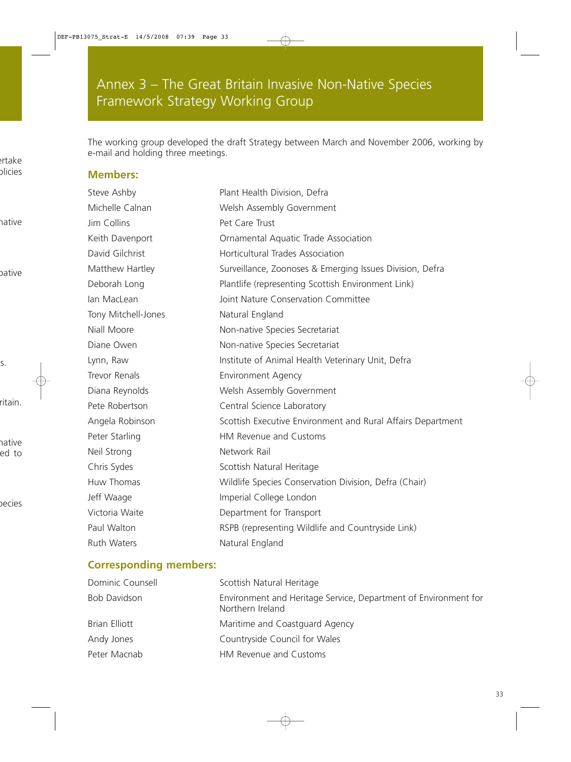# Annex 3 – The Great Britain Invasive Non-Native Species Framework Strategy Working Group

The working group developed the draft Strategy between March and November 2006, working by e-mail and holding three meetings.

## Members:

| | |
|---|---|
| Steve Ashby | Plant Health Division, Defra |
| Michelle Calnan | Welsh Assembly Government |
| Jim Collins | Pet Care Trust |
| Keith Davenport | Ornamental Aquatic Trade Association |
| David Gilchrist | Horticultural Trades Association |
| Matthew Hartley | Surveillance, Zoonoses & Emerging Issues Division, Defra |
| Deborah Long | Plantlife (representing Scottish Environment Link) |
| Ian MacLean | Joint Nature Conservation Committee |
| Tony Mitchell-Jones | Natural England |
| Niall Moore | Non-native Species Secretariat |
| Diane Owen | Non-native Species Secretariat |
| Lynn, Raw | Institute of Animal Health Veterinary Unit, Defra |
| Trevor Renals | Environment Agency |
| Diana Reynolds | Welsh Assembly Government |
| Pete Robertson | Central Science Laboratory |
| Angela Robinson | Scottish Executive Environment and Rural Affairs Department |
| Peter Starling | HM Revenue and Customs |
| Neil Strong | Network Rail |
| Chris Sydes | Scottish Natural Heritage |
| Huw Thomas | Wildlife Species Conservation Division, Defra (Chair) |
| Jeff Waage | Imperial College London |
| Victoria Waite | Department for Transport |
| Paul Walton | RSPB (representing Wildlife and Countryside Link) |
| Ruth Waters | Natural England |

## Corresponding members:

| | |
|---|---|
| Dominic Counsell | Scottish Natural Heritage |
| Bob Davidson | Environment and Heritage Service, Department of Environment for Northern Ireland |
| Brian Elliott | Maritime and Coastguard Agency |
| Andy Jones | Countryside Council for Wales |
| Peter Macnab | HM Revenue and Customs |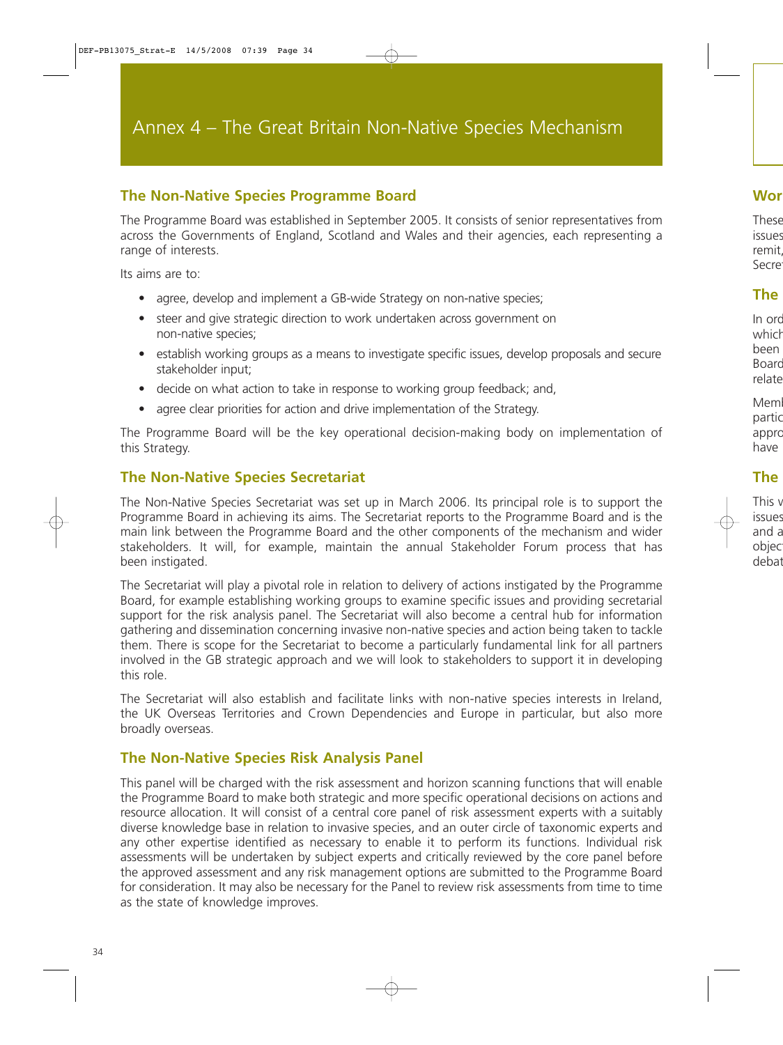# Annex 4 – The Great Britain Non-Native Species Mechanism

## The Non-Native Species Programme Board

The Programme Board was established in September 2005. It consists of senior representatives from across the Governments of England, Scotland and Wales and their agencies, each representing a range of interests.

Its aims are to:

- agree, develop and implement a GB-wide Strategy on non-native species;
- steer and give strategic direction to work undertaken across government on non-native species;
- establish working groups as a means to investigate specific issues, develop proposals and secure stakeholder input;
- decide on what action to take in response to working group feedback; and,
- agree clear priorities for action and drive implementation of the Strategy.

The Programme Board will be the key operational decision-making body on implementation of this Strategy.

## The Non-Native Species Secretariat

The Non-Native Species Secretariat was set up in March 2006. Its principal role is to support the Programme Board in achieving its aims. The Secretariat reports to the Programme Board and is the main link between the Programme Board and the other components of the mechanism and wider stakeholders. It will, for example, maintain the annual Stakeholder Forum process that has been instigated.

The Secretariat will play a pivotal role in relation to delivery of actions instigated by the Programme Board, for example establishing working groups to examine specific issues and providing secretarial support for the risk analysis panel. The Secretariat will also become a central hub for information gathering and dissemination concerning invasive non-native species and action being taken to tackle them. There is scope for the Secretariat to become a particularly fundamental link for all partners involved in the GB strategic approach and we will look to stakeholders to support it in developing this role.

The Secretariat will also establish and facilitate links with non-native species interests in Ireland, the UK Overseas Territories and Crown Dependencies and Europe in particular, but also more broadly overseas.

## The Non-Native Species Risk Analysis Panel

This panel will be charged with the risk assessment and horizon scanning functions that will enable the Programme Board to make both strategic and more specific operational decisions on actions and resource allocation. It will consist of a central core panel of risk assessment experts with a suitably diverse knowledge base in relation to invasive species, and an outer circle of taxonomic experts and any other expertise identified as necessary to enable it to perform its functions. Individual risk assessments will be undertaken by subject experts and critically reviewed by the core panel before the approved assessment and any risk management options are submitted to the Programme Board for consideration. It may also be necessary for the Panel to review risk assessments from time to time as the state of knowledge improves.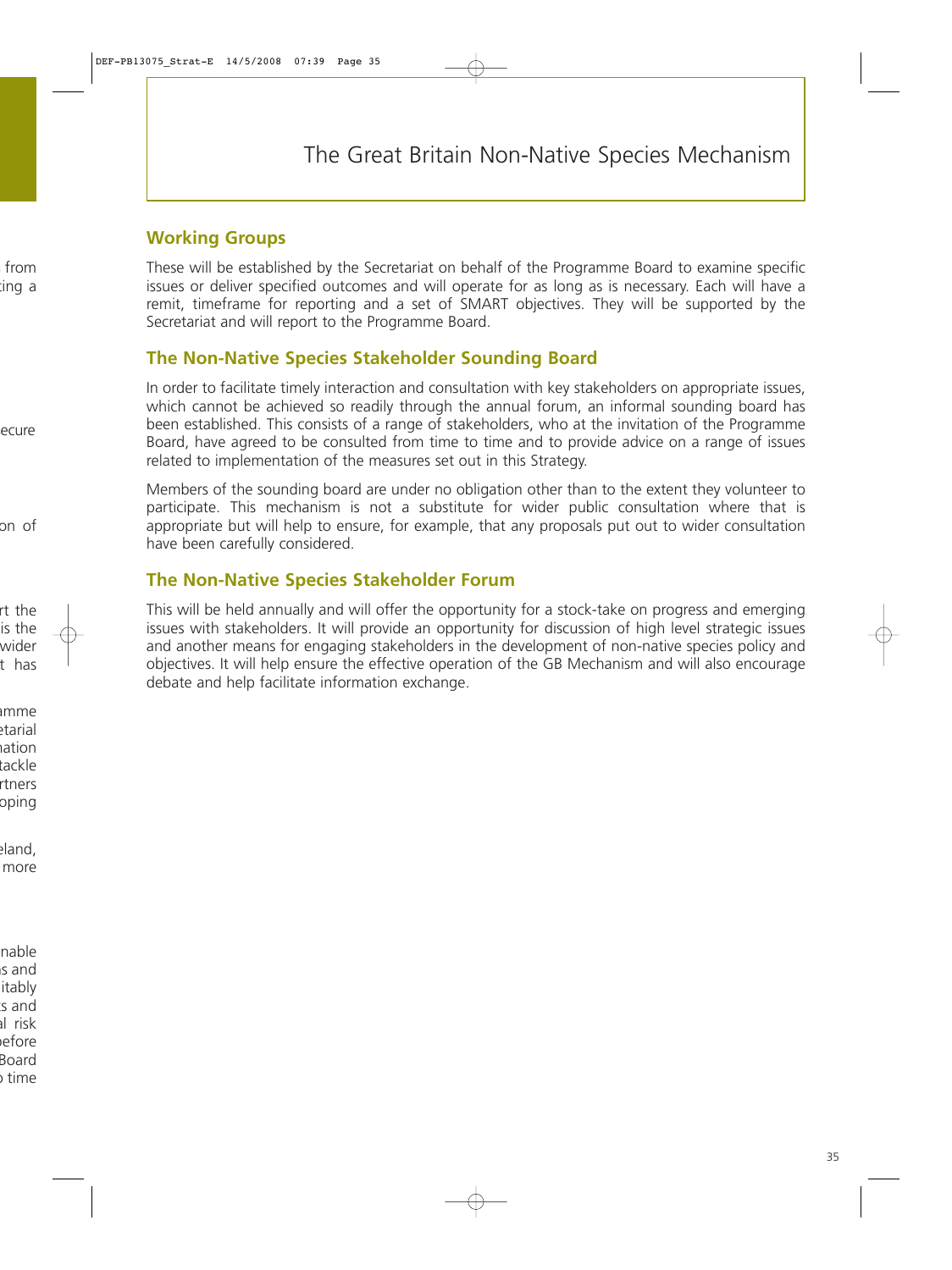## Working Groups

These will be established by the Secretariat on behalf of the Programme Board to examine specific issues or deliver specified outcomes and will operate for as long as is necessary. Each will have a remit, timeframe for reporting and a set of SMART objectives. They will be supported by the Secretariat and will report to the Programme Board.

## The Non-Native Species Stakeholder Sounding Board

In order to facilitate timely interaction and consultation with key stakeholders on appropriate issues, which cannot be achieved so readily through the annual forum, an informal sounding board has been established. This consists of a range of stakeholders, who at the invitation of the Programme Board, have agreed to be consulted from time to time and to provide advice on a range of issues related to implementation of the measures set out in this Strategy.

Members of the sounding board are under no obligation other than to the extent they volunteer to participate. This mechanism is not a substitute for wider public consultation where that is appropriate but will help to ensure, for example, that any proposals put out to wider consultation have been carefully considered.

## The Non-Native Species Stakeholder Forum

This will be held annually and will offer the opportunity for a stock-take on progress and emerging issues with stakeholders. It will provide an opportunity for discussion of high level strategic issues and another means for engaging stakeholders in the development of non-native species policy and objectives. It will help ensure the effective operation of the GB Mechanism and will also encourage debate and help facilitate information exchange.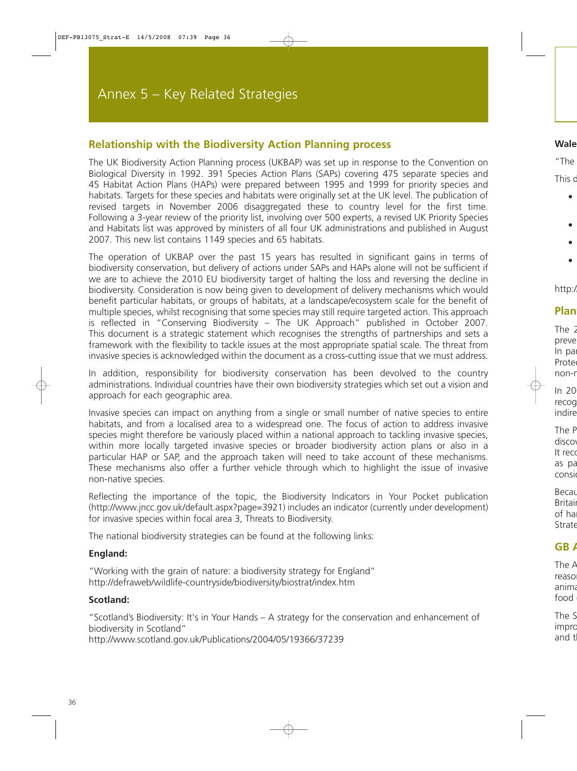# Annex 5 – Key Related Strategies

## Relationship with the Biodiversity Action Planning process

The UK Biodiversity Action Planning process (UKBAP) was set up in response to the Convention on Biological Diversity in 1992. 391 Species Action Plans (SAPs) covering 475 separate species and 45 Habitat Action Plans (HAPs) were prepared between 1995 and 1999 for priority species and habitats. Targets for these species and habitats were originally set at the UK level. The publication of revised targets in November 2006 disaggregated these to country level for the first time. Following a 3-year review of the priority list, involving over 500 experts, a revised UK Priority Species and Habitats list was approved by ministers of all four UK administrations and published in August 2007. This new list contains 1149 species and 65 habitats.

The operation of UKBAP over the past 15 years has resulted in significant gains in terms of biodiversity conservation, but delivery of actions under SAPs and HAPs alone will not be sufficient if we are to achieve the 2010 EU biodiversity target of halting the loss and reversing the decline in biodiversity. Consideration is now being given to development of delivery mechanisms which would benefit particular habitats, or groups of habitats, at a landscape/ecosystem scale for the benefit of multiple species, whilst recognising that some species may still require targeted action. This approach is reflected in "Conserving Biodiversity – The UK Approach" published in October 2007. This document is a strategic statement which recognises the strengths of partnerships and sets a framework with the flexibility to tackle issues at the most appropriate spatial scale. The threat from invasive species is acknowledged within the document as a cross-cutting issue that we must address.

In addition, responsibility for biodiversity conservation has been devolved to the country administrations. Individual countries have their own biodiversity strategies which set out a vision and approach for each geographic area.

Invasive species can impact on anything from a single or small number of native species to entire habitats, and from a localised area to a widespread one. The focus of action to address invasive species might therefore be variously placed within a national approach to tackling invasive species, within more locally targeted invasive species or broader biodiversity action plans or also in a particular HAP or SAP, and the approach taken will need to take account of these mechanisms. These mechanisms also offer a further vehicle through which to highlight the issue of invasive non-native species.

Reflecting the importance of the topic, the Biodiversity Indicators in Your Pocket publication (http://www.jncc.gov.uk/default.aspx?page=3921) includes an indicator (currently under development) for invasive species within focal area 3, Threats to Biodiversity.

The national biodiversity strategies can be found at the following links:

**England:**

"Working with the grain of nature: a biodiversity strategy for England"
http://defraweb/wildlife-countryside/biodiversity/biostrat/index.htm

**Scotland:**

"Scotland's Biodiversity: It's in Your Hands – A strategy for the conservation and enhancement of biodiversity in Scotland"
http://www.scotland.gov.uk/Publications/2004/05/19366/37239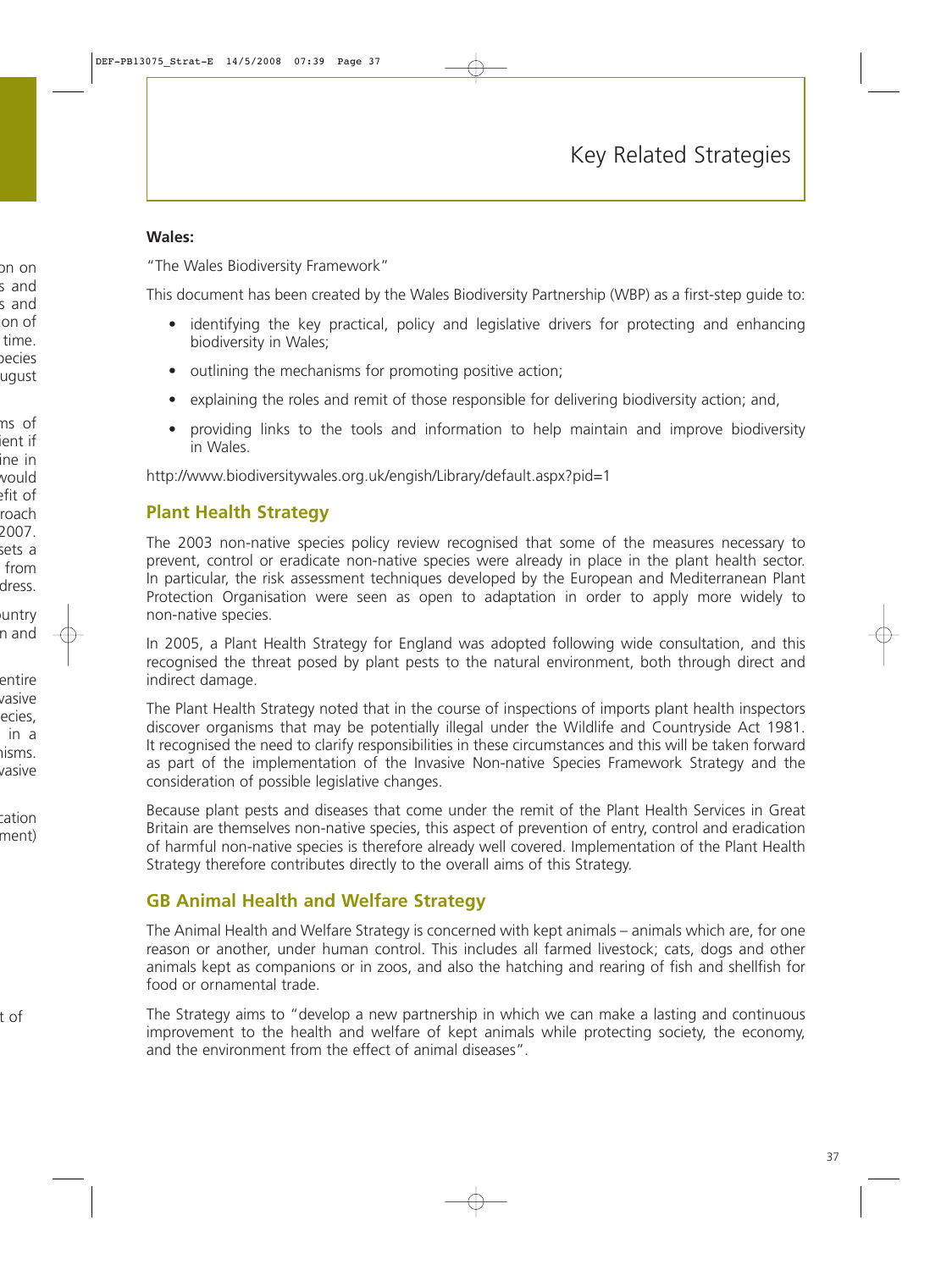Key Related Strategies

**Wales:**

"The Wales Biodiversity Framework"

This document has been created by the Wales Biodiversity Partnership (WBP) as a first-step guide to:

- identifying the key practical, policy and legislative drivers for protecting and enhancing biodiversity in Wales;
- outlining the mechanisms for promoting positive action;
- explaining the roles and remit of those responsible for delivering biodiversity action; and,
- providing links to the tools and information to help maintain and improve biodiversity in Wales.

http://www.biodiversitywales.org.uk/engish/Library/default.aspx?pid=1

## Plant Health Strategy

The 2003 non-native species policy review recognised that some of the measures necessary to prevent, control or eradicate non-native species were already in place in the plant health sector. In particular, the risk assessment techniques developed by the European and Mediterranean Plant Protection Organisation were seen as open to adaptation in order to apply more widely to non-native species.

In 2005, a Plant Health Strategy for England was adopted following wide consultation, and this recognised the threat posed by plant pests to the natural environment, both through direct and indirect damage.

The Plant Health Strategy noted that in the course of inspections of imports plant health inspectors discover organisms that may be potentially illegal under the Wildlife and Countryside Act 1981. It recognised the need to clarify responsibilities in these circumstances and this will be taken forward as part of the implementation of the Invasive Non-native Species Framework Strategy and the consideration of possible legislative changes.

Because plant pests and diseases that come under the remit of the Plant Health Services in Great Britain are themselves non-native species, this aspect of prevention of entry, control and eradication of harmful non-native species is therefore already well covered. Implementation of the Plant Health Strategy therefore contributes directly to the overall aims of this Strategy.

## GB Animal Health and Welfare Strategy

The Animal Health and Welfare Strategy is concerned with kept animals – animals which are, for one reason or another, under human control. This includes all farmed livestock; cats, dogs and other animals kept as companions or in zoos, and also the hatching and rearing of fish and shellfish for food or ornamental trade.

The Strategy aims to "develop a new partnership in which we can make a lasting and continuous improvement to the health and welfare of kept animals while protecting society, the economy, and the environment from the effect of animal diseases".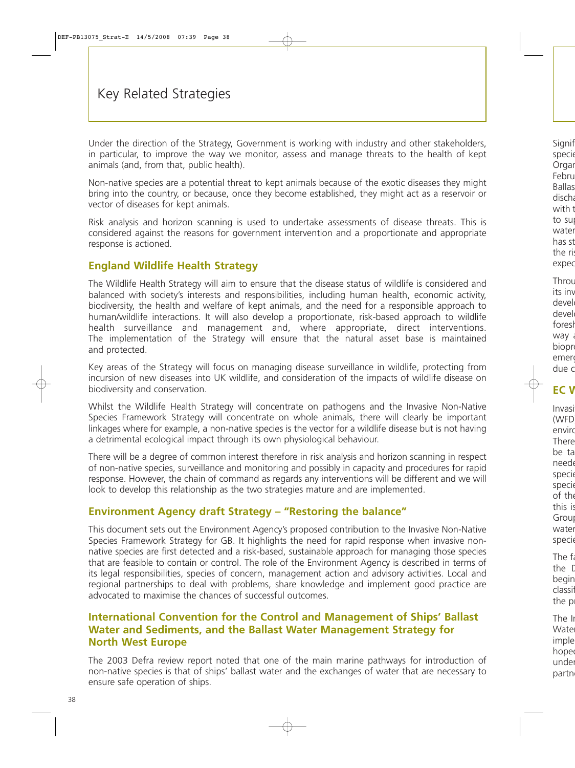# Key Related Strategies

Under the direction of the Strategy, Government is working with industry and other stakeholders, in particular, to improve the way we monitor, assess and manage threats to the health of kept animals (and, from that, public health).

Non-native species are a potential threat to kept animals because of the exotic diseases they might bring into the country, or because, once they become established, they might act as a reservoir or vector of diseases for kept animals.

Risk analysis and horizon scanning is used to undertake assessments of disease threats. This is considered against the reasons for government intervention and a proportionate and appropriate response is actioned.

## England Wildlife Health Strategy

The Wildlife Health Strategy will aim to ensure that the disease status of wildlife is considered and balanced with society's interests and responsibilities, including human health, economic activity, biodiversity, the health and welfare of kept animals, and the need for a responsible approach to human/wildlife interactions. It will also develop a proportionate, risk-based approach to wildlife health surveillance and management and, where appropriate, direct interventions. The implementation of the Strategy will ensure that the natural asset base is maintained and protected.

Key areas of the Strategy will focus on managing disease surveillance in wildlife, protecting from incursion of new diseases into UK wildlife, and consideration of the impacts of wildlife disease on biodiversity and conservation.

Whilst the Wildlife Health Strategy will concentrate on pathogens and the Invasive Non-Native Species Framework Strategy will concentrate on whole animals, there will clearly be important linkages where for example, a non-native species is the vector for a wildlife disease but is not having a detrimental ecological impact through its own physiological behaviour.

There will be a degree of common interest therefore in risk analysis and horizon scanning in respect of non-native species, surveillance and monitoring and possibly in capacity and procedures for rapid response. However, the chain of command as regards any interventions will be different and we will look to develop this relationship as the two strategies mature and are implemented.

## Environment Agency draft Strategy – "Restoring the balance"

This document sets out the Environment Agency's proposed contribution to the Invasive Non-Native Species Framework Strategy for GB. It highlights the need for rapid response when invasive non-native species are first detected and a risk-based, sustainable approach for managing those species that are feasible to contain or control. The role of the Environment Agency is described in terms of its legal responsibilities, species of concern, management action and advisory activities. Local and regional partnerships to deal with problems, share knowledge and implement good practice are advocated to maximise the chances of successful outcomes.

## International Convention for the Control and Management of Ships' Ballast Water and Sediments, and the Ballast Water Management Strategy for North West Europe

The 2003 Defra review report noted that one of the main marine pathways for introduction of non-native species is that of ships' ballast water and the exchanges of water that are necessary to ensure safe operation of ships.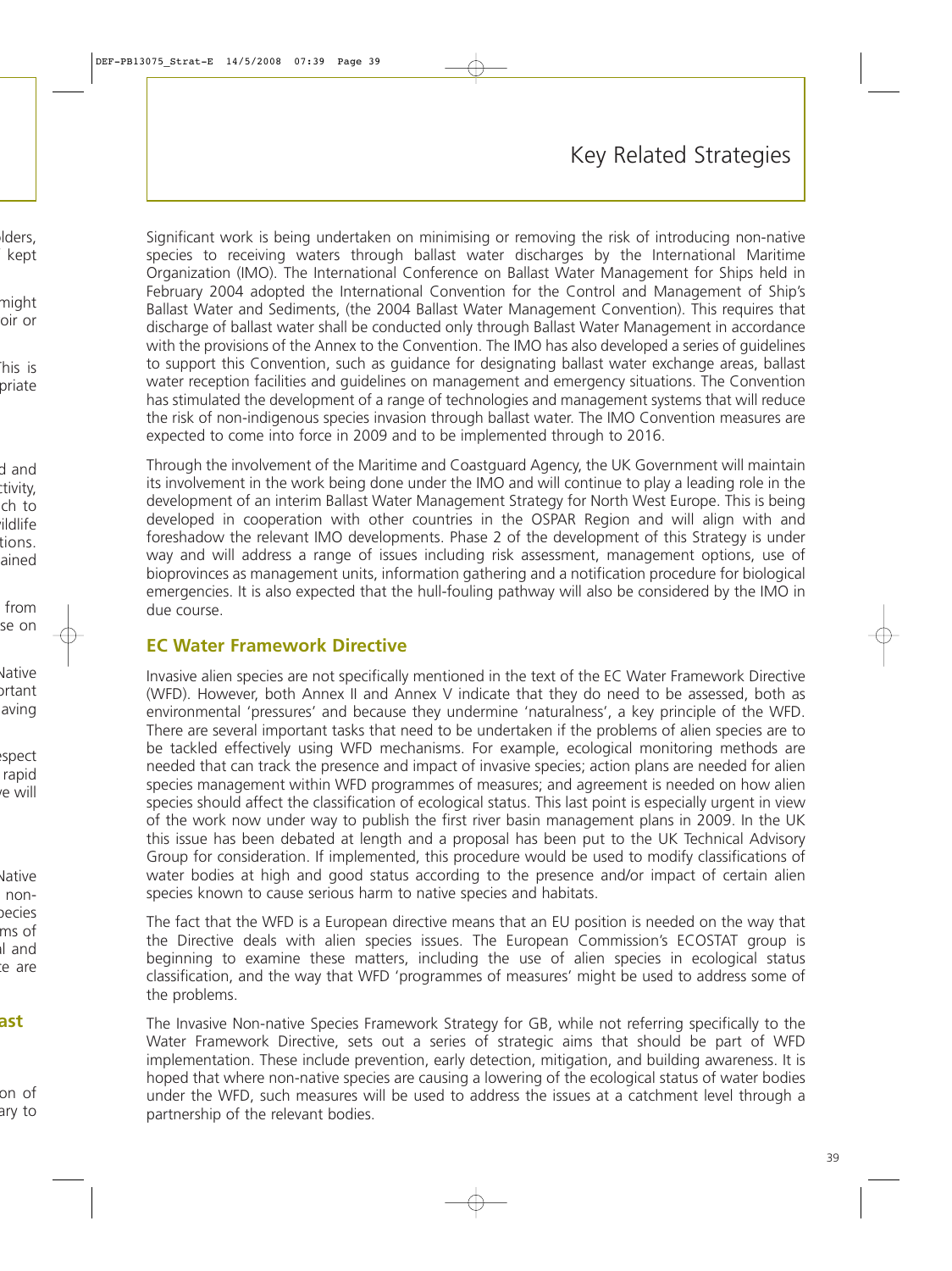Significant work is being undertaken on minimising or removing the risk of introducing non-native species to receiving waters through ballast water discharges by the International Maritime Organization (IMO). The International Conference on Ballast Water Management for Ships held in February 2004 adopted the International Convention for the Control and Management of Ship's Ballast Water and Sediments, (the 2004 Ballast Water Management Convention). This requires that discharge of ballast water shall be conducted only through Ballast Water Management in accordance with the provisions of the Annex to the Convention. The IMO has also developed a series of guidelines to support this Convention, such as guidance for designating ballast water exchange areas, ballast water reception facilities and guidelines on management and emergency situations. The Convention has stimulated the development of a range of technologies and management systems that will reduce the risk of non-indigenous species invasion through ballast water. The IMO Convention measures are expected to come into force in 2009 and to be implemented through to 2016.

Through the involvement of the Maritime and Coastguard Agency, the UK Government will maintain its involvement in the work being done under the IMO and will continue to play a leading role in the development of an interim Ballast Water Management Strategy for North West Europe. This is being developed in cooperation with other countries in the OSPAR Region and will align with and foreshadow the relevant IMO developments. Phase 2 of the development of this Strategy is under way and will address a range of issues including risk assessment, management options, use of bioprovinces as management units, information gathering and a notification procedure for biological emergencies. It is also expected that the hull-fouling pathway will also be considered by the IMO in due course.

## EC Water Framework Directive

Invasive alien species are not specifically mentioned in the text of the EC Water Framework Directive (WFD). However, both Annex II and Annex V indicate that they do need to be assessed, both as environmental 'pressures' and because they undermine 'naturalness', a key principle of the WFD. There are several important tasks that need to be undertaken if the problems of alien species are to be tackled effectively using WFD mechanisms. For example, ecological monitoring methods are needed that can track the presence and impact of invasive species; action plans are needed for alien species management within WFD programmes of measures; and agreement is needed on how alien species should affect the classification of ecological status. This last point is especially urgent in view of the work now under way to publish the first river basin management plans in 2009. In the UK this issue has been debated at length and a proposal has been put to the UK Technical Advisory Group for consideration. If implemented, this procedure would be used to modify classifications of water bodies at high and good status according to the presence and/or impact of certain alien species known to cause serious harm to native species and habitats.

The fact that the WFD is a European directive means that an EU position is needed on the way that the Directive deals with alien species issues. The European Commission's ECOSTAT group is beginning to examine these matters, including the use of alien species in ecological status classification, and the way that WFD 'programmes of measures' might be used to address some of the problems.

The Invasive Non-native Species Framework Strategy for GB, while not referring specifically to the Water Framework Directive, sets out a series of strategic aims that should be part of WFD implementation. These include prevention, early detection, mitigation, and building awareness. It is hoped that where non-native species are causing a lowering of the ecological status of water bodies under the WFD, such measures will be used to address the issues at a catchment level through a partnership of the relevant bodies.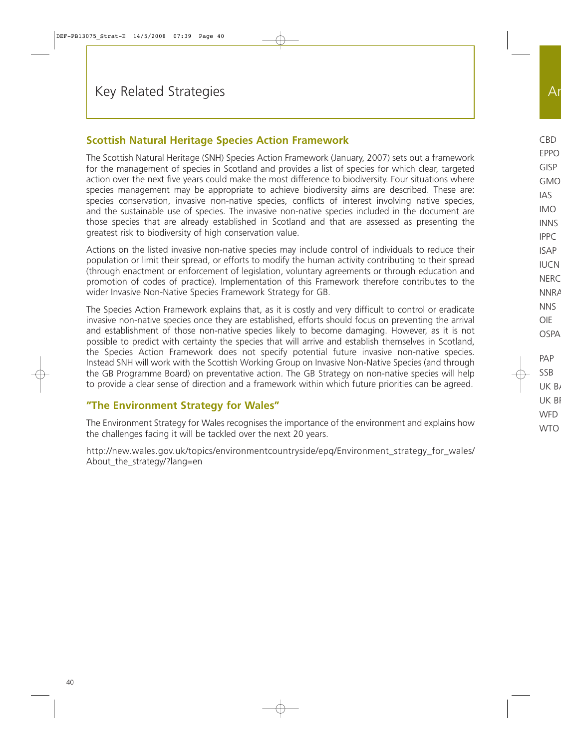## Key Related Strategies

### Scottish Natural Heritage Species Action Framework

The Scottish Natural Heritage (SNH) Species Action Framework (January, 2007) sets out a framework for the management of species in Scotland and provides a list of species for which clear, targeted action over the next five years could make the most difference to biodiversity. Four situations where species management may be appropriate to achieve biodiversity aims are described. These are: species conservation, invasive non-native species, conflicts of interest involving native species, and the sustainable use of species. The invasive non-native species included in the document are those species that are already established in Scotland and that are assessed as presenting the greatest risk to biodiversity of high conservation value.

Actions on the listed invasive non-native species may include control of individuals to reduce their population or limit their spread, or efforts to modify the human activity contributing to their spread (through enactment or enforcement of legislation, voluntary agreements or through education and promotion of codes of practice). Implementation of this Framework therefore contributes to the wider Invasive Non-Native Species Framework Strategy for GB.

The Species Action Framework explains that, as it is costly and very difficult to control or eradicate invasive non-native species once they are established, efforts should focus on preventing the arrival and establishment of those non-native species likely to become damaging. However, as it is not possible to predict with certainty the species that will arrive and establish themselves in Scotland, the Species Action Framework does not specify potential future invasive non-native species. Instead SNH will work with the Scottish Working Group on Invasive Non-Native Species (and through the GB Programme Board) on preventative action. The GB Strategy on non-native species will help to provide a clear sense of direction and a framework within which future priorities can be agreed.

### "The Environment Strategy for Wales"

The Environment Strategy for Wales recognises the importance of the environment and explains how the challenges facing it will be tackled over the next 20 years.

http://new.wales.gov.uk/topics/environmentcountryside/epq/Environment_strategy_for_wales/About_the_strategy/?lang=en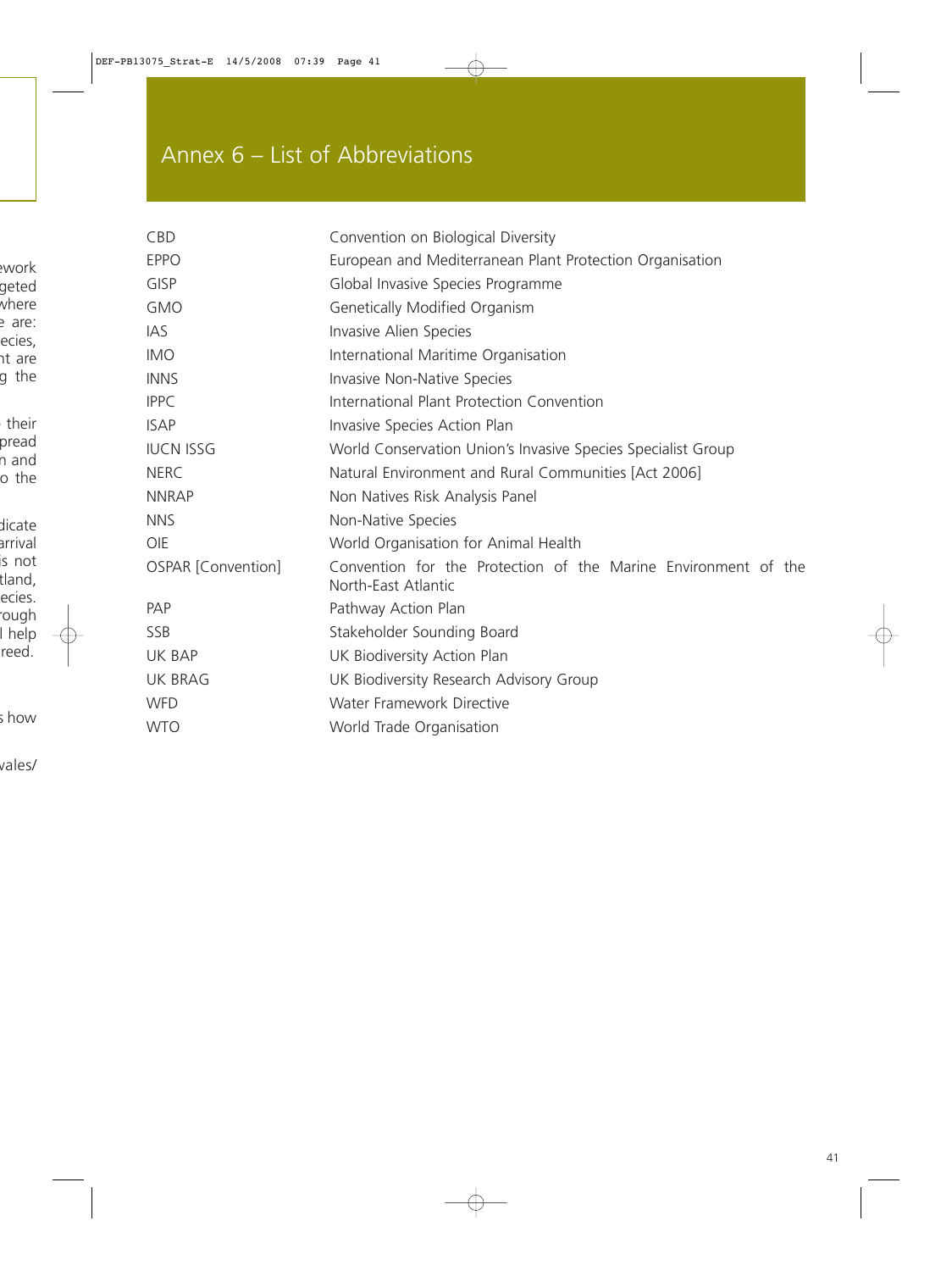# Annex 6 – List of Abbreviations

| | |
|---|---|
| CBD | Convention on Biological Diversity |
| EPPO | European and Mediterranean Plant Protection Organisation |
| GISP | Global Invasive Species Programme |
| GMO | Genetically Modified Organism |
| IAS | Invasive Alien Species |
| IMO | International Maritime Organisation |
| INNS | Invasive Non-Native Species |
| IPPC | International Plant Protection Convention |
| ISAP | Invasive Species Action Plan |
| IUCN ISSG | World Conservation Union's Invasive Species Specialist Group |
| NERC | Natural Environment and Rural Communities [Act 2006] |
| NNRAP | Non Natives Risk Analysis Panel |
| NNS | Non-Native Species |
| OIE | World Organisation for Animal Health |
| OSPAR [Convention] | Convention for the Protection of the Marine Environment of the North-East Atlantic |
| PAP | Pathway Action Plan |
| SSB | Stakeholder Sounding Board |
| UK BAP | UK Biodiversity Action Plan |
| UK BRAG | UK Biodiversity Research Advisory Group |
| WFD | Water Framework Directive |
| WTO | World Trade Organisation |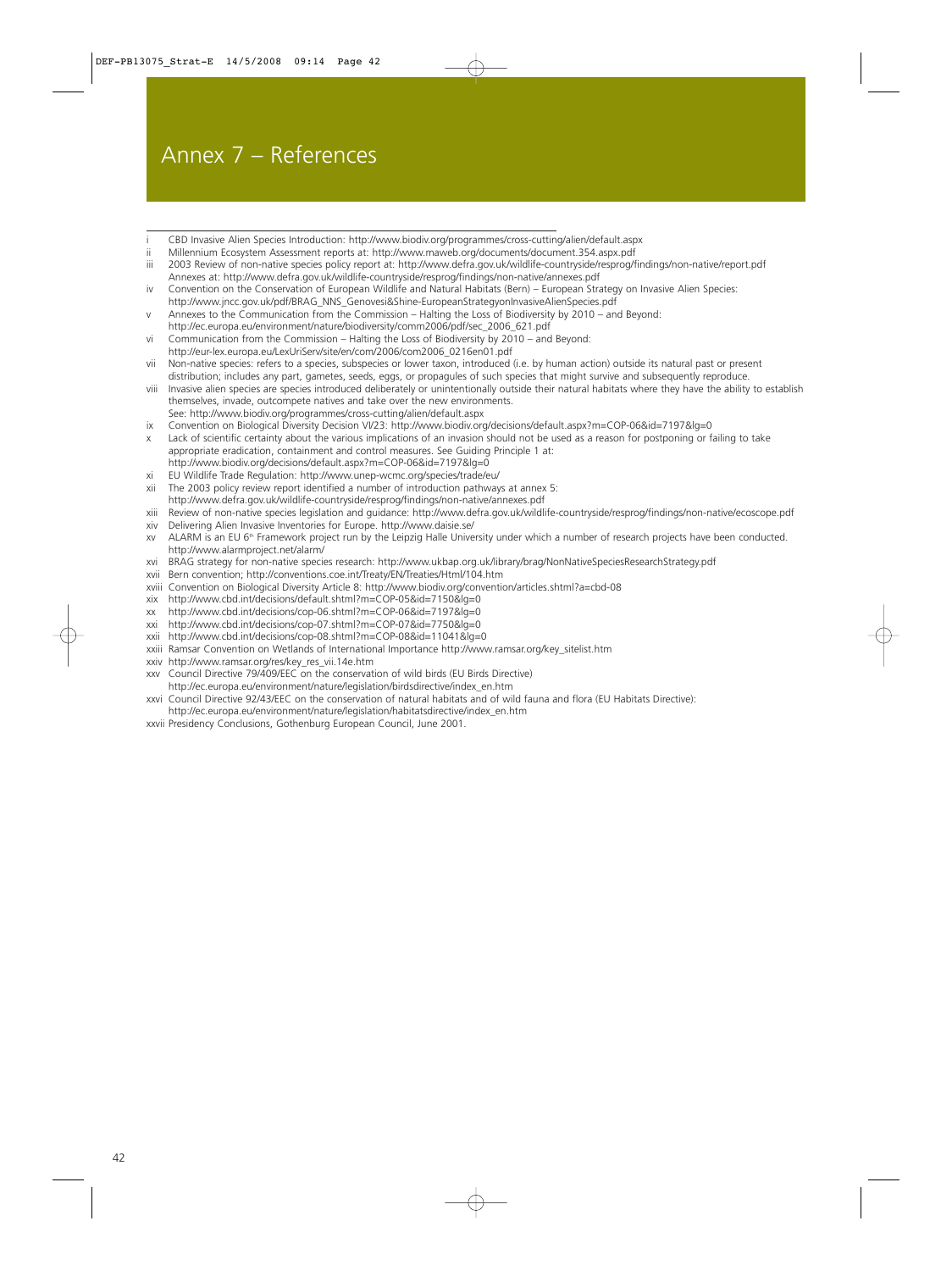# Annex 7 – References

- i CBD Invasive Alien Species Introduction: http://www.biodiv.org/programmes/cross-cutting/alien/default.aspx
- ii Millennium Ecosystem Assessment reports at: http://www.maweb.org/documents/document.354.aspx.pdf
- iii 2003 Review of non-native species policy report at: http://www.defra.gov.uk/wildlife-countryside/resprog/findings/non-native/report.pdf Annexes at: http://www.defra.gov.uk/wildlife-countryside/resprog/findings/non-native/annexes.pdf
- iv Convention on the Conservation of European Wildlife and Natural Habitats (Bern) – European Strategy on Invasive Alien Species: http://www.jncc.gov.uk/pdf/BRAG_NNS_Genovesi&Shine-EuropeanStrategyonInvasiveAlienSpecies.pdf
- v Annexes to the Communication from the Commission – Halting the Loss of Biodiversity by 2010 – and Beyond: http://ec.europa.eu/environment/nature/biodiversity/comm2006/pdf/sec_2006_621.pdf
- vi Communication from the Commission – Halting the Loss of Biodiversity by 2010 – and Beyond: http://eur-lex.europa.eu/LexUriServ/site/en/com/2006/com2006_0216en01.pdf
- vii Non-native species: refers to a species, subspecies or lower taxon, introduced (i.e. by human action) outside its natural past or present distribution; includes any part, gametes, seeds, eggs, or propagules of such species that might survive and subsequently reproduce.
- viii Invasive alien species are species introduced deliberately or unintentionally outside their natural habitats where they have the ability to establish themselves, invade, outcompete natives and take over the new environments. See: http://www.biodiv.org/programmes/cross-cutting/alien/default.aspx
- ix Convention on Biological Diversity Decision VI/23: http://www.biodiv.org/decisions/default.aspx?m=COP-06&id=7197&lg=0
- x Lack of scientific certainty about the various implications of an invasion should not be used as a reason for postponing or failing to take appropriate eradication, containment and control measures. See Guiding Principle 1 at: http://www.biodiv.org/decisions/default.aspx?m=COP-06&id=7197&lg=0
- xi EU Wildlife Trade Regulation: http://www.unep-wcmc.org/species/trade/eu/
- xii The 2003 policy review report identified a number of introduction pathways at annex 5: http://www.defra.gov.uk/wildlife-countryside/resprog/findings/non-native/annexes.pdf
- xiii Review of non-native species legislation and guidance: http://www.defra.gov.uk/wildlife-countryside/resprog/findings/non-native/ecoscope.pdf
- xiv Delivering Alien Invasive Inventories for Europe. http://www.daisie.se/
- xv ALARM is an EU 6th Framework project run by the Leipzig Halle University under which a number of research projects have been conducted. http://www.alarmproject.net/alarm/
- xvi BRAG strategy for non-native species research: http://www.ukbap.org.uk/library/brag/NonNativeSpeciesResearchStrategy.pdf
- xvii Bern convention; http://conventions.coe.int/Treaty/EN/Treaties/Html/104.htm
- xviii Convention on Biological Diversity Article 8: http://www.biodiv.org/convention/articles.shtml?a=cbd-08
- xix http://www.cbd.int/decisions/default.shtml?m=COP-05&id=7150&lg=0
- xx http://www.cbd.int/decisions/cop-06.shtml?m=COP-06&id=7197&lg=0
- xxi http://www.cbd.int/decisions/cop-07.shtml?m=COP-07&id=7750&lg=0
- xxii http://www.cbd.int/decisions/cop-08.shtml?m=COP-08&id=11041&lg=0
- xxiii Ramsar Convention on Wetlands of International Importance http://www.ramsar.org/key_sitelist.htm
- xxiv http://www.ramsar.org/res/key_res_vii.14e.htm
- xxv Council Directive 79/409/EEC on the conservation of wild birds (EU Birds Directive) http://ec.europa.eu/environment/nature/legislation/birdsdirective/index_en.htm
- xxvi Council Directive 92/43/EEC on the conservation of natural habitats and of wild fauna and flora (EU Habitats Directive): http://ec.europa.eu/environment/nature/legislation/habitatsdirective/index_en.htm
- xxvii Presidency Conclusions, Gothenburg European Council, June 2001.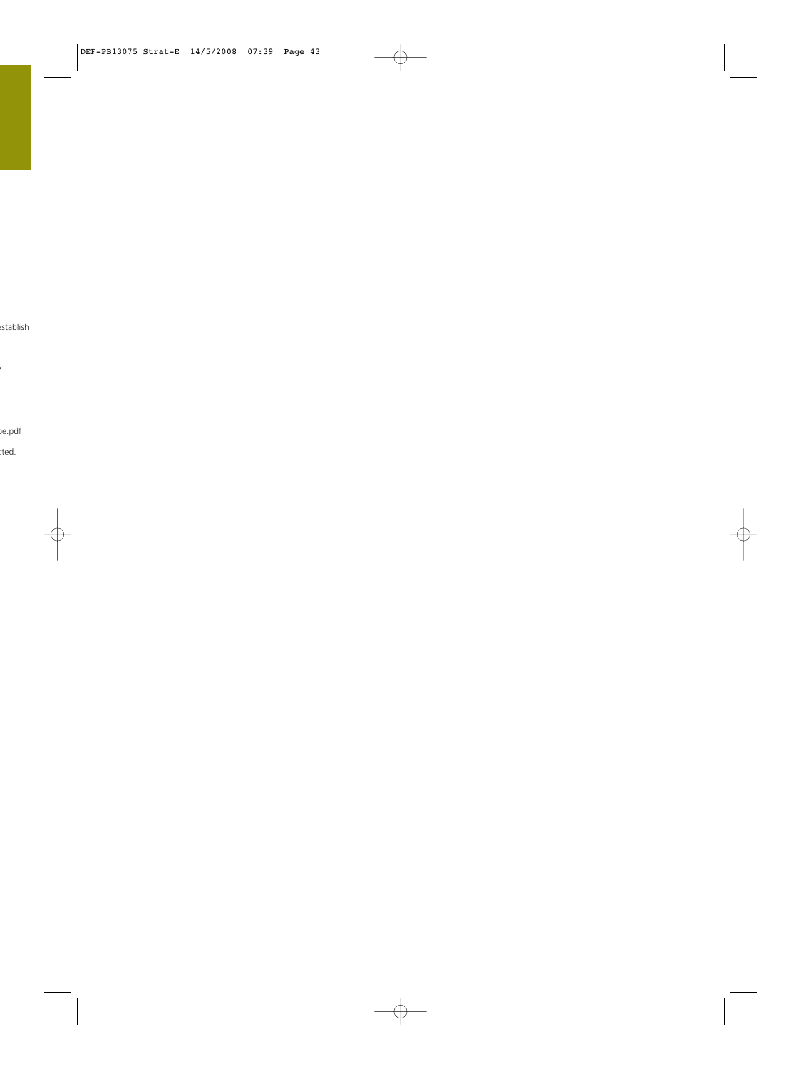establish

e

pe.pdf

cted.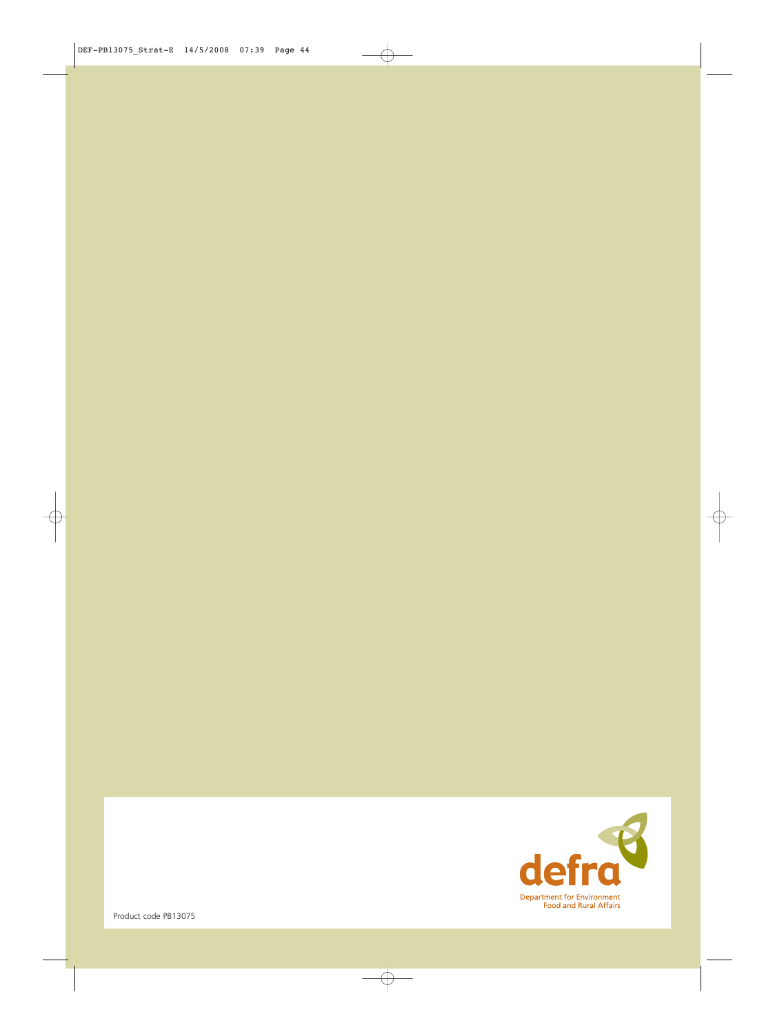defra

Department for Environment Food and Rural Affairs

Product code PB13075